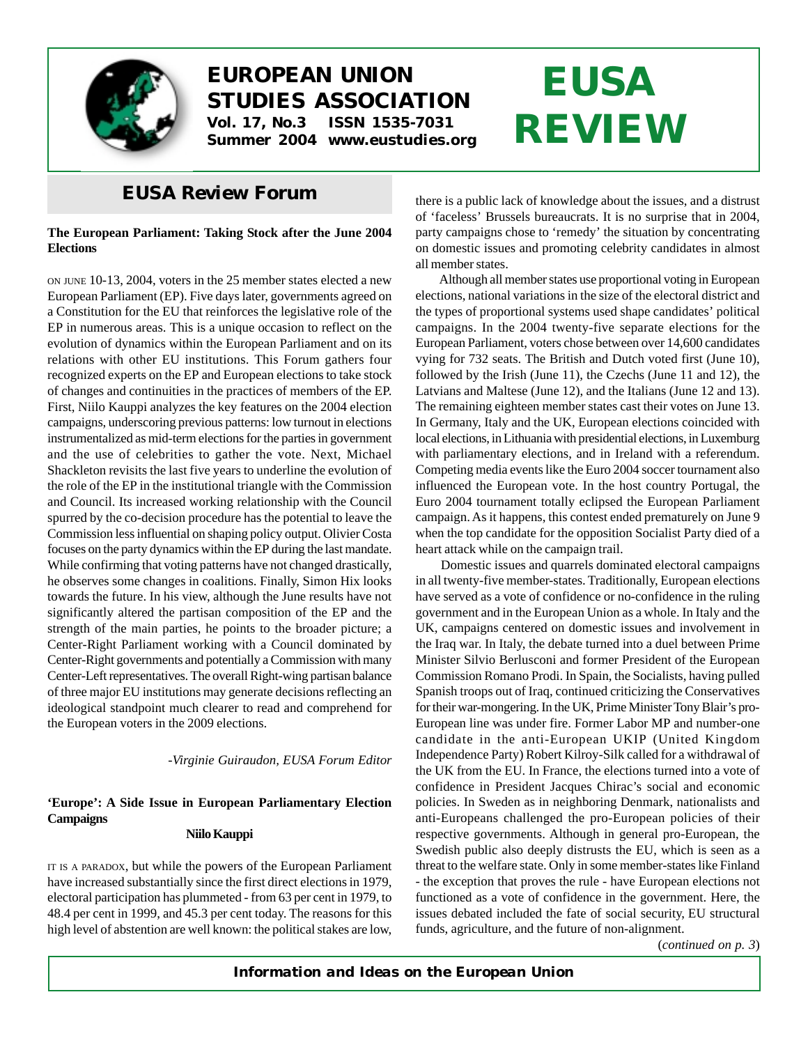# EUROPEAN UNION STUDIES ASSOCIATION

**Vol. 17, No.3 ISSN 1535-7031**
**Summer 2004 www.eustudies.org**

# EUSA REVIEW

## EUSA Review Forum

### The European Parliament: Taking Stock after the June 2004 Elections

ON JUNE 10-13, 2004, voters in the 25 member states elected a new European Parliament (EP). Five days later, governments agreed on a Constitution for the EU that reinforces the legislative role of the EP in numerous areas. This is a unique occasion to reflect on the evolution of dynamics within the European Parliament and on its relations with other EU institutions. This Forum gathers four recognized experts on the EP and European elections to take stock of changes and continuities in the practices of members of the EP. First, Niilo Kauppi analyzes the key features on the 2004 election campaigns, underscoring previous patterns: low turnout in elections instrumentalized as mid-term elections for the parties in government and the use of celebrities to gather the vote. Next, Michael Shackleton revisits the last five years to underline the evolution of the role of the EP in the institutional triangle with the Commission and Council. Its increased working relationship with the Council spurred by the co-decision procedure has the potential to leave the Commission less influential on shaping policy output. Olivier Costa focuses on the party dynamics within the EP during the last mandate. While confirming that voting patterns have not changed drastically, he observes some changes in coalitions. Finally, Simon Hix looks towards the future. In his view, although the June results have not significantly altered the partisan composition of the EP and the strength of the main parties, he points to the broader picture; a Center-Right Parliament working with a Council dominated by Center-Right governments and potentially a Commission with many Center-Left representatives. The overall Right-wing partisan balance of three major EU institutions may generate decisions reflecting an ideological standpoint much clearer to read and comprehend for the European voters in the 2009 elections.

*-Virginie Guiraudon, EUSA Forum Editor*

### 'Europe': A Side Issue in European Parliamentary Election Campaigns

**Niilo Kauppi**

IT IS A PARADOX, but while the powers of the European Parliament have increased substantially since the first direct elections in 1979, electoral participation has plummeted - from 63 per cent in 1979, to 48.4 per cent in 1999, and 45.3 per cent today. The reasons for this high level of abstention are well known: the political stakes are low, there is a public lack of knowledge about the issues, and a distrust of 'faceless' Brussels bureaucrats. It is no surprise that in 2004, party campaigns chose to 'remedy' the situation by concentrating on domestic issues and promoting celebrity candidates in almost all member states.

Although all member states use proportional voting in European elections, national variations in the size of the electoral district and the types of proportional systems used shape candidates' political campaigns. In the 2004 twenty-five separate elections for the European Parliament, voters chose between over 14,600 candidates vying for 732 seats. The British and Dutch voted first (June 10), followed by the Irish (June 11), the Czechs (June 11 and 12), the Latvians and Maltese (June 12), and the Italians (June 12 and 13). The remaining eighteen member states cast their votes on June 13. In Germany, Italy and the UK, European elections coincided with local elections, in Lithuania with presidential elections, in Luxemburg with parliamentary elections, and in Ireland with a referendum. Competing media events like the Euro 2004 soccer tournament also influenced the European vote. In the host country Portugal, the Euro 2004 tournament totally eclipsed the European Parliament campaign. As it happens, this contest ended prematurely on June 9 when the top candidate for the opposition Socialist Party died of a heart attack while on the campaign trail.

Domestic issues and quarrels dominated electoral campaigns in all twenty-five member-states. Traditionally, European elections have served as a vote of confidence or no-confidence in the ruling government and in the European Union as a whole. In Italy and the UK, campaigns centered on domestic issues and involvement in the Iraq war. In Italy, the debate turned into a duel between Prime Minister Silvio Berlusconi and former President of the European Commission Romano Prodi. In Spain, the Socialists, having pulled Spanish troops out of Iraq, continued criticizing the Conservatives for their war-mongering. In the UK, Prime Minister Tony Blair's pro-European line was under fire. Former Labor MP and number-one candidate in the anti-European UKIP (United Kingdom Independence Party) Robert Kilroy-Silk called for a withdrawal of the UK from the EU. In France, the elections turned into a vote of confidence in President Jacques Chirac's social and economic policies. In Sweden as in neighboring Denmark, nationalists and anti-Europeans challenged the pro-European policies of their respective governments. Although in general pro-European, the Swedish public also deeply distrusts the EU, which is seen as a threat to the welfare state. Only in some member-states like Finland - the exception that proves the rule - have European elections not functioned as a vote of confidence in the government. Here, the issues debated included the fate of social security, EU structural funds, agriculture, and the future of non-alignment.

(*continued on p. 3*)

**Information and Ideas on the European Union**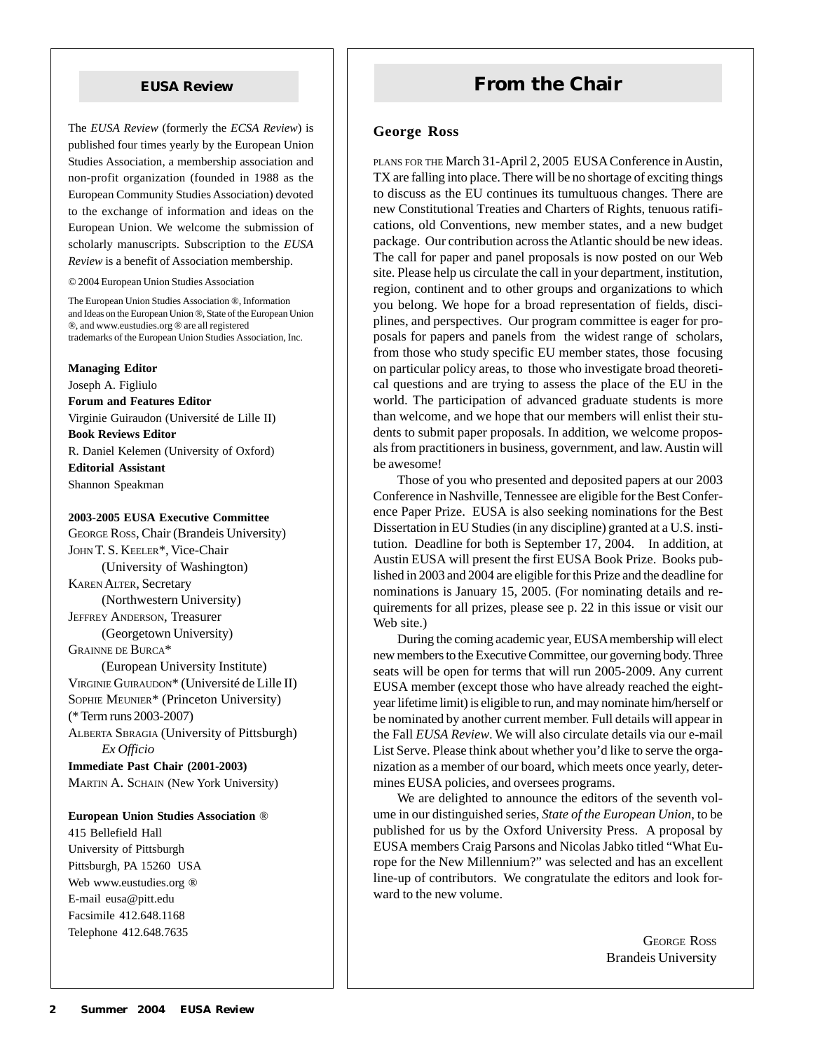## EUSA Review

The *EUSA Review* (formerly the *ECSA Review*) is published four times yearly by the European Union Studies Association, a membership association and non-profit organization (founded in 1988 as the European Community Studies Association) devoted to the exchange of information and ideas on the European Union. We welcome the submission of scholarly manuscripts. Subscription to the *EUSA Review* is a benefit of Association membership.

© 2004 European Union Studies Association

The European Union Studies Association ®, Information and Ideas on the European Union ®, State of the European Union ®, and www.eustudies.org ® are all registered trademarks of the European Union Studies Association, Inc.

**Managing Editor**
Joseph A. Figliulo
**Forum and Features Editor**
Virginie Guiraudon (Université de Lille II)
**Book Reviews Editor**
R. Daniel Kelemen (University of Oxford)
**Editorial Assistant**
Shannon Speakman

**2003-2005 EUSA Executive Committee**
George Ross, Chair (Brandeis University)
John T. S. Keeler*, Vice-Chair (University of Washington)
Karen Alter, Secretary (Northwestern University)
Jeffrey Anderson, Treasurer (Georgetown University)
Grainne de Burca* (European University Institute)
Virginie Guiraudon* (Université de Lille II)
Sophie Meunier* (Princeton University)
(* Term runs 2003-2007)
Alberta Sbragia (University of Pittsburgh) *Ex Officio*
**Immediate Past Chair (2001-2003)**
Martin A. Schain (New York University)

**European Union Studies Association ®**
415 Bellefield Hall
University of Pittsburgh
Pittsburgh, PA 15260 USA
Web www.eustudies.org ®
E-mail eusa@pitt.edu
Facsimile 412.648.1168
Telephone 412.648.7635

# From the Chair

**George Ross**

PLANS FOR THE March 31-April 2, 2005 EUSA Conference in Austin, TX are falling into place. There will be no shortage of exciting things to discuss as the EU continues its tumultuous changes. There are new Constitutional Treaties and Charters of Rights, tenuous ratifications, old Conventions, new member states, and a new budget package. Our contribution across the Atlantic should be new ideas. The call for paper and panel proposals is now posted on our Web site. Please help us circulate the call in your department, institution, region, continent and to other groups and organizations to which you belong. We hope for a broad representation of fields, disciplines, and perspectives. Our program committee is eager for proposals for papers and panels from the widest range of scholars, from those who study specific EU member states, those focusing on particular policy areas, to those who investigate broad theoretical questions and are trying to assess the place of the EU in the world. The participation of advanced graduate students is more than welcome, and we hope that our members will enlist their students to submit paper proposals. In addition, we welcome proposals from practitioners in business, government, and law. Austin will be awesome!

Those of you who presented and deposited papers at our 2003 Conference in Nashville, Tennessee are eligible for the Best Conference Paper Prize. EUSA is also seeking nominations for the Best Dissertation in EU Studies (in any discipline) granted at a U.S. institution. Deadline for both is September 17, 2004. In addition, at Austin EUSA will present the first EUSA Book Prize. Books published in 2003 and 2004 are eligible for this Prize and the deadline for nominations is January 15, 2005. (For nominating details and requirements for all prizes, please see p. 22 in this issue or visit our Web site.)

During the coming academic year, EUSA membership will elect new members to the Executive Committee, our governing body. Three seats will be open for terms that will run 2005-2009. Any current EUSA member (except those who have already reached the eight-year lifetime limit) is eligible to run, and may nominate him/herself or be nominated by another current member. Full details will appear in the Fall *EUSA Review*. We will also circulate details via our e-mail List Serve. Please think about whether you'd like to serve the organization as a member of our board, which meets once yearly, determines EUSA policies, and oversees programs.

We are delighted to announce the editors of the seventh volume in our distinguished series, *State of the European Union*, to be published for us by the Oxford University Press. A proposal by EUSA members Craig Parsons and Nicolas Jabko titled "What Europe for the New Millennium?" was selected and has an excellent line-up of contributors. We congratulate the editors and look forward to the new volume.

George Ross
Brandeis University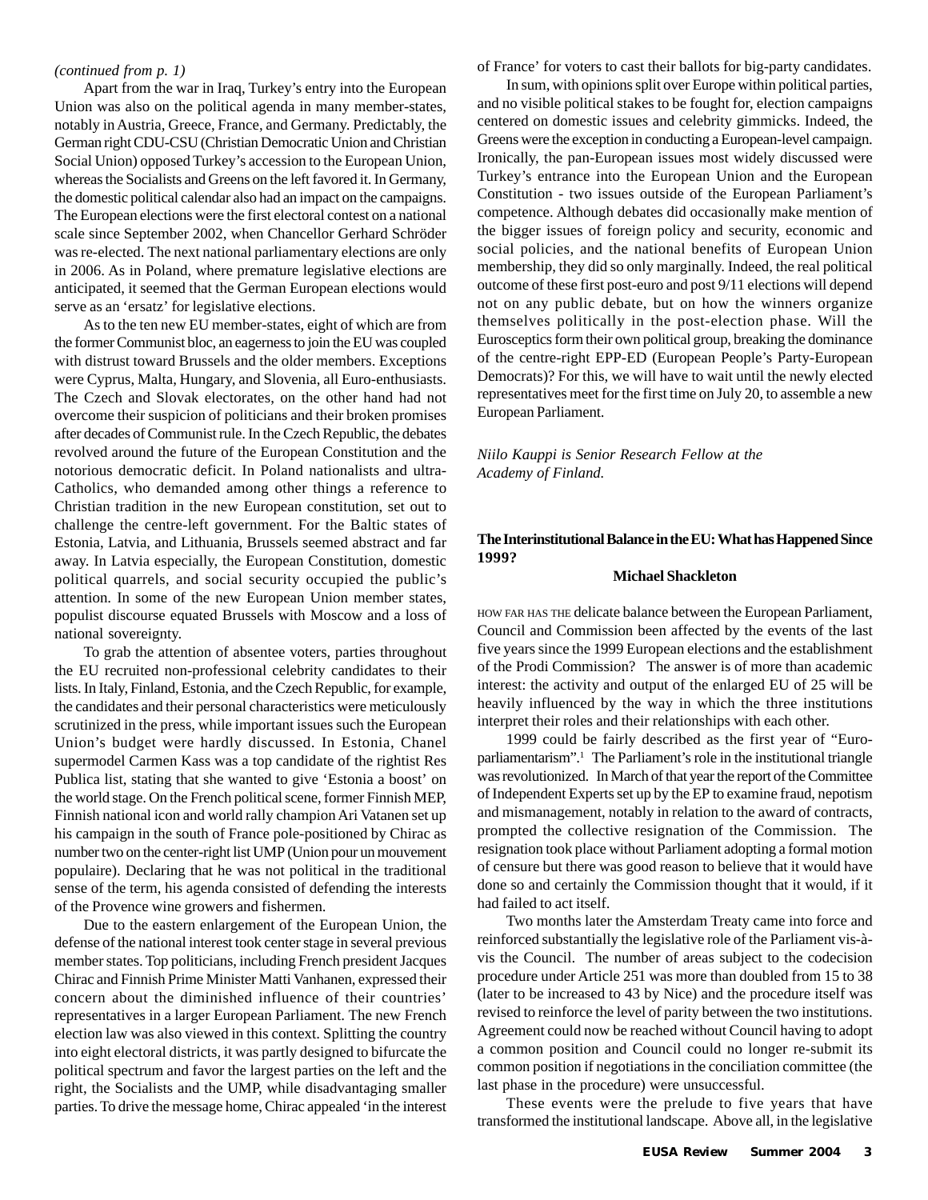*(continued from p. 1)*

Apart from the war in Iraq, Turkey's entry into the European Union was also on the political agenda in many member-states, notably in Austria, Greece, France, and Germany. Predictably, the German right CDU-CSU (Christian Democratic Union and Christian Social Union) opposed Turkey's accession to the European Union, whereas the Socialists and Greens on the left favored it. In Germany, the domestic political calendar also had an impact on the campaigns. The European elections were the first electoral contest on a national scale since September 2002, when Chancellor Gerhard Schröder was re-elected. The next national parliamentary elections are only in 2006. As in Poland, where premature legislative elections are anticipated, it seemed that the German European elections would serve as an 'ersatz' for legislative elections.

As to the ten new EU member-states, eight of which are from the former Communist bloc, an eagerness to join the EU was coupled with distrust toward Brussels and the older members. Exceptions were Cyprus, Malta, Hungary, and Slovenia, all Euro-enthusiasts. The Czech and Slovak electorates, on the other hand had not overcome their suspicion of politicians and their broken promises after decades of Communist rule. In the Czech Republic, the debates revolved around the future of the European Constitution and the notorious democratic deficit. In Poland nationalists and ultra-Catholics, who demanded among other things a reference to Christian tradition in the new European constitution, set out to challenge the centre-left government. For the Baltic states of Estonia, Latvia, and Lithuania, Brussels seemed abstract and far away. In Latvia especially, the European Constitution, domestic political quarrels, and social security occupied the public's attention. In some of the new European Union member states, populist discourse equated Brussels with Moscow and a loss of national sovereignty.

To grab the attention of absentee voters, parties throughout the EU recruited non-professional celebrity candidates to their lists. In Italy, Finland, Estonia, and the Czech Republic, for example, the candidates and their personal characteristics were meticulously scrutinized in the press, while important issues such the European Union's budget were hardly discussed. In Estonia, Chanel supermodel Carmen Kass was a top candidate of the rightist Res Publica list, stating that she wanted to give 'Estonia a boost' on the world stage. On the French political scene, former Finnish MEP, Finnish national icon and world rally champion Ari Vatanen set up his campaign in the south of France pole-positioned by Chirac as number two on the center-right list UMP (Union pour un mouvement populaire). Declaring that he was not political in the traditional sense of the term, his agenda consisted of defending the interests of the Provence wine growers and fishermen.

Due to the eastern enlargement of the European Union, the defense of the national interest took center stage in several previous member states. Top politicians, including French president Jacques Chirac and Finnish Prime Minister Matti Vanhanen, expressed their concern about the diminished influence of their countries' representatives in a larger European Parliament. The new French election law was also viewed in this context. Splitting the country into eight electoral districts, it was partly designed to bifurcate the political spectrum and favor the largest parties on the left and the right, the Socialists and the UMP, while disadvantaging smaller parties. To drive the message home, Chirac appealed 'in the interest of France' for voters to cast their ballots for big-party candidates.

In sum, with opinions split over Europe within political parties, and no visible political stakes to be fought for, election campaigns centered on domestic issues and celebrity gimmicks. Indeed, the Greens were the exception in conducting a European-level campaign. Ironically, the pan-European issues most widely discussed were Turkey's entrance into the European Union and the European Constitution - two issues outside of the European Parliament's competence. Although debates did occasionally make mention of the bigger issues of foreign policy and security, economic and social policies, and the national benefits of European Union membership, they did so only marginally. Indeed, the real political outcome of these first post-euro and post 9/11 elections will depend not on any public debate, but on how the winners organize themselves politically in the post-election phase. Will the Eurosceptics form their own political group, breaking the dominance of the centre-right EPP-ED (European People's Party-European Democrats)? For this, we will have to wait until the newly elected representatives meet for the first time on July 20, to assemble a new European Parliament.

*Niilo Kauppi is Senior Research Fellow at the Academy of Finland.*

## The Interinstitutional Balance in the EU: What has Happened Since 1999?

**Michael Shackleton**

HOW FAR HAS THE delicate balance between the European Parliament, Council and Commission been affected by the events of the last five years since the 1999 European elections and the establishment of the Prodi Commission? The answer is of more than academic interest: the activity and output of the enlarged EU of 25 will be heavily influenced by the way in which the three institutions interpret their roles and their relationships with each other.

1999 could be fairly described as the first year of "Euro-parliamentarism".[1] The Parliament's role in the institutional triangle was revolutionized. In March of that year the report of the Committee of Independent Experts set up by the EP to examine fraud, nepotism and mismanagement, notably in relation to the award of contracts, prompted the collective resignation of the Commission. The resignation took place without Parliament adopting a formal motion of censure but there was good reason to believe that it would have done so and certainly the Commission thought that it would, if it had failed to act itself.

Two months later the Amsterdam Treaty came into force and reinforced substantially the legislative role of the Parliament vis-à-vis the Council. The number of areas subject to the codecision procedure under Article 251 was more than doubled from 15 to 38 (later to be increased to 43 by Nice) and the procedure itself was revised to reinforce the level of parity between the two institutions. Agreement could now be reached without Council having to adopt a common position and Council could no longer re-submit its common position if negotiations in the conciliation committee (the last phase in the procedure) were unsuccessful.

These events were the prelude to five years that have transformed the institutional landscape. Above all, in the legislative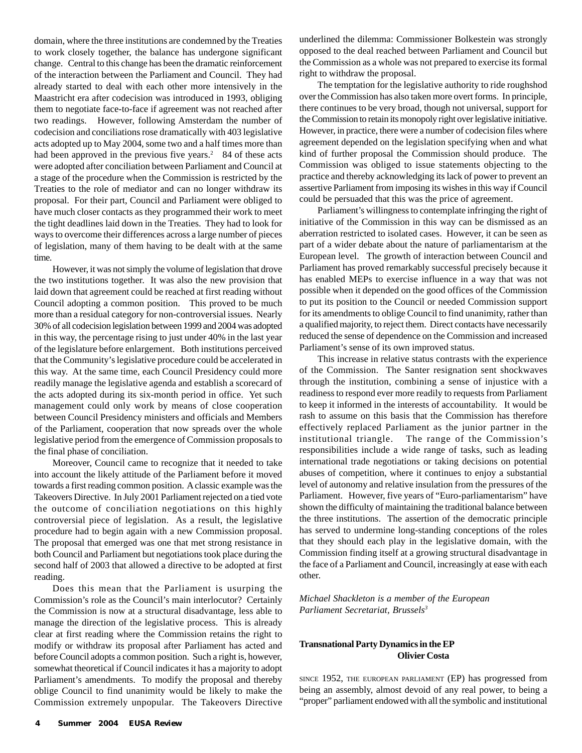domain, where the three institutions are condemned by the Treaties to work closely together, the balance has undergone significant change. Central to this change has been the dramatic reinforcement of the interaction between the Parliament and Council. They had already started to deal with each other more intensively in the Maastricht era after codecision was introduced in 1993, obliging them to negotiate face-to-face if agreement was not reached after two readings. However, following Amsterdam the number of codecision and conciliations rose dramatically with 403 legislative acts adopted up to May 2004, some two and a half times more than had been approved in the previous five years.[2] 84 of these acts were adopted after conciliation between Parliament and Council at a stage of the procedure when the Commission is restricted by the Treaties to the role of mediator and can no longer withdraw its proposal. For their part, Council and Parliament were obliged to have much closer contacts as they programmed their work to meet the tight deadlines laid down in the Treaties. They had to look for ways to overcome their differences across a large number of pieces of legislation, many of them having to be dealt with at the same time.

However, it was not simply the volume of legislation that drove the two institutions together. It was also the new provision that laid down that agreement could be reached at first reading without Council adopting a common position. This proved to be much more than a residual category for non-controversial issues. Nearly 30% of all codecision legislation between 1999 and 2004 was adopted in this way, the percentage rising to just under 40% in the last year of the legislature before enlargement. Both institutions perceived that the Community's legislative procedure could be accelerated in this way. At the same time, each Council Presidency could more readily manage the legislative agenda and establish a scorecard of the acts adopted during its six-month period in office. Yet such management could only work by means of close cooperation between Council Presidency ministers and officials and Members of the Parliament, cooperation that now spreads over the whole legislative period from the emergence of Commission proposals to the final phase of conciliation.

Moreover, Council came to recognize that it needed to take into account the likely attitude of the Parliament before it moved towards a first reading common position. A classic example was the Takeovers Directive. In July 2001 Parliament rejected on a tied vote the outcome of conciliation negotiations on this highly controversial piece of legislation. As a result, the legislative procedure had to begin again with a new Commission proposal. The proposal that emerged was one that met strong resistance in both Council and Parliament but negotiations took place during the second half of 2003 that allowed a directive to be adopted at first reading.

Does this mean that the Parliament is usurping the Commission's role as the Council's main interlocutor? Certainly the Commission is now at a structural disadvantage, less able to manage the direction of the legislative process. This is already clear at first reading where the Commission retains the right to modify or withdraw its proposal after Parliament has acted and before Council adopts a common position. Such a right is, however, somewhat theoretical if Council indicates it has a majority to adopt Parliament's amendments. To modify the proposal and thereby oblige Council to find unanimity would be likely to make the Commission extremely unpopular. The Takeovers Directive underlined the dilemma: Commissioner Bolkestein was strongly opposed to the deal reached between Parliament and Council but the Commission as a whole was not prepared to exercise its formal right to withdraw the proposal.

The temptation for the legislative authority to ride roughshod over the Commission has also taken more overt forms. In principle, there continues to be very broad, though not universal, support for the Commission to retain its monopoly right over legislative initiative. However, in practice, there were a number of codecision files where agreement depended on the legislation specifying when and what kind of further proposal the Commission should produce. The Commission was obliged to issue statements objecting to the practice and thereby acknowledging its lack of power to prevent an assertive Parliament from imposing its wishes in this way if Council could be persuaded that this was the price of agreement.

Parliament's willingness to contemplate infringing the right of initiative of the Commission in this way can be dismissed as an aberration restricted to isolated cases. However, it can be seen as part of a wider debate about the nature of parliamentarism at the European level. The growth of interaction between Council and Parliament has proved remarkably successful precisely because it has enabled MEPs to exercise influence in a way that was not possible when it depended on the good offices of the Commission to put its position to the Council or needed Commission support for its amendments to oblige Council to find unanimity, rather than a qualified majority, to reject them. Direct contacts have necessarily reduced the sense of dependence on the Commission and increased Parliament's sense of its own improved status.

This increase in relative status contrasts with the experience of the Commission. The Santer resignation sent shockwaves through the institution, combining a sense of injustice with a readiness to respond ever more readily to requests from Parliament to keep it informed in the interests of accountability. It would be rash to assume on this basis that the Commission has therefore effectively replaced Parliament as the junior partner in the institutional triangle. The range of the Commission's responsibilities include a wide range of tasks, such as leading international trade negotiations or taking decisions on potential abuses of competition, where it continues to enjoy a substantial level of autonomy and relative insulation from the pressures of the Parliament. However, five years of "Euro-parliamentarism" have shown the difficulty of maintaining the traditional balance between the three institutions. The assertion of the democratic principle has served to undermine long-standing conceptions of the roles that they should each play in the legislative domain, with the Commission finding itself at a growing structural disadvantage in the face of a Parliament and Council, increasingly at ease with each other.

*Michael Shackleton is a member of the European Parliament Secretariat, Brussels*[3]

## Transnational Party Dynamics in the EP

**Olivier Costa**

SINCE 1952, THE EUROPEAN PARLIAMENT (EP) has progressed from being an assembly, almost devoid of any real power, to being a "proper" parliament endowed with all the symbolic and institutional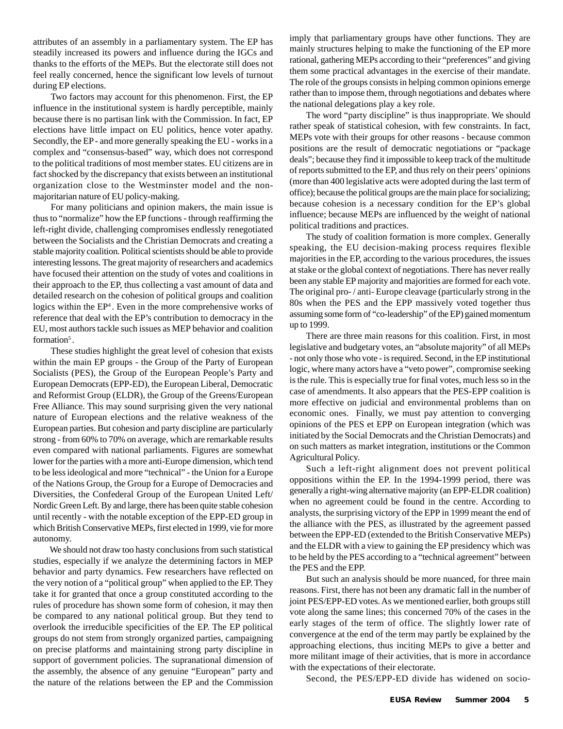attributes of an assembly in a parliamentary system. The EP has steadily increased its powers and influence during the IGCs and thanks to the efforts of the MEPs. But the electorate still does not feel really concerned, hence the significant low levels of turnout during EP elections.

Two factors may account for this phenomenon. First, the EP influence in the institutional system is hardly perceptible, mainly because there is no partisan link with the Commission. In fact, EP elections have little impact on EU politics, hence voter apathy. Secondly, the EP - and more generally speaking the EU - works in a complex and "consensus-based" way, which does not correspond to the political traditions of most member states. EU citizens are in fact shocked by the discrepancy that exists between an institutional organization close to the Westminster model and the non-majoritarian nature of EU policy-making.

For many politicians and opinion makers, the main issue is thus to "normalize" how the EP functions - through reaffirming the left-right divide, challenging compromises endlessly renegotiated between the Socialists and the Christian Democrats and creating a stable majority coalition. Political scientists should be able to provide interesting lessons. The great majority of researchers and academics have focused their attention on the study of votes and coalitions in their approach to the EP, thus collecting a vast amount of data and detailed research on the cohesion of political groups and coalition logics within the EP[4]. Even in the more comprehensive works of reference that deal with the EP's contribution to democracy in the EU, most authors tackle such issues as MEP behavior and coalition formation[5].

These studies highlight the great level of cohesion that exists within the main EP groups - the Group of the Party of European Socialists (PES), the Group of the European People's Party and European Democrats (EPP-ED), the European Liberal, Democratic and Reformist Group (ELDR), the Group of the Greens/European Free Alliance. This may sound surprising given the very national nature of European elections and the relative weakness of the European parties. But cohesion and party discipline are particularly strong - from 60% to 70% on average, which are remarkable results even compared with national parliaments. Figures are somewhat lower for the parties with a more anti-Europe dimension, which tend to be less ideological and more "technical" - the Union for a Europe of the Nations Group, the Group for a Europe of Democracies and Diversities, the Confederal Group of the European United Left/ Nordic Green Left. By and large, there has been quite stable cohesion until recently - with the notable exception of the EPP-ED group in which British Conservative MEPs, first elected in 1999, vie for more autonomy.

We should not draw too hasty conclusions from such statistical studies, especially if we analyze the determining factors in MEP behavior and party dynamics. Few researchers have reflected on the very notion of a "political group" when applied to the EP. They take it for granted that once a group constituted according to the rules of procedure has shown some form of cohesion, it may then be compared to any national political group. But they tend to overlook the irreducible specificities of the EP. The EP political groups do not stem from strongly organized parties, campaigning on precise platforms and maintaining strong party discipline in support of government policies. The supranational dimension of the assembly, the absence of any genuine "European" party and the nature of the relations between the EP and the Commission imply that parliamentary groups have other functions. They are mainly structures helping to make the functioning of the EP more rational, gathering MEPs according to their "preferences" and giving them some practical advantages in the exercise of their mandate. The role of the groups consists in helping common opinions emerge rather than to impose them, through negotiations and debates where the national delegations play a key role.

The word "party discipline" is thus inappropriate. We should rather speak of statistical cohesion, with few constraints. In fact, MEPs vote with their groups for other reasons - because common positions are the result of democratic negotiations or "package deals"; because they find it impossible to keep track of the multitude of reports submitted to the EP, and thus rely on their peers' opinions (more than 400 legislative acts were adopted during the last term of office); because the political groups are the main place for socializing; because cohesion is a necessary condition for the EP's global influence; because MEPs are influenced by the weight of national political traditions and practices.

The study of coalition formation is more complex. Generally speaking, the EU decision-making process requires flexible majorities in the EP, according to the various procedures, the issues at stake or the global context of negotiations. There has never really been any stable EP majority and majorities are formed for each vote. The original pro- / anti- Europe cleavage (particularly strong in the 80s when the PES and the EPP massively voted together thus assuming some form of "co-leadership" of the EP) gained momentum up to 1999.

There are three main reasons for this coalition. First, in most legislative and budgetary votes, an "absolute majority" of all MEPs - not only those who vote - is required. Second, in the EP institutional logic, where many actors have a "veto power", compromise seeking is the rule. This is especially true for final votes, much less so in the case of amendments. It also appears that the PES-EPP coalition is more effective on judicial and environmental problems than on economic ones. Finally, we must pay attention to converging opinions of the PES et EPP on European integration (which was initiated by the Social Democrats and the Christian Democrats) and on such matters as market integration, institutions or the Common Agricultural Policy.

Such a left-right alignment does not prevent political oppositions within the EP. In the 1994-1999 period, there was generally a right-wing alternative majority (an EPP-ELDR coalition) when no agreement could be found in the centre. According to analysts, the surprising victory of the EPP in 1999 meant the end of the alliance with the PES, as illustrated by the agreement passed between the EPP-ED (extended to the British Conservative MEPs) and the ELDR with a view to gaining the EP presidency which was to be held by the PES according to a "technical agreement" between the PES and the EPP.

But such an analysis should be more nuanced, for three main reasons. First, there has not been any dramatic fall in the number of joint PES/EPP-ED votes. As we mentioned earlier, both groups still vote along the same lines; this concerned 70% of the cases in the early stages of the term of office. The slightly lower rate of convergence at the end of the term may partly be explained by the approaching elections, thus inciting MEPs to give a better and more militant image of their activities, that is more in accordance with the expectations of their electorate.

Second, the PES/EPP-ED divide has widened on socio-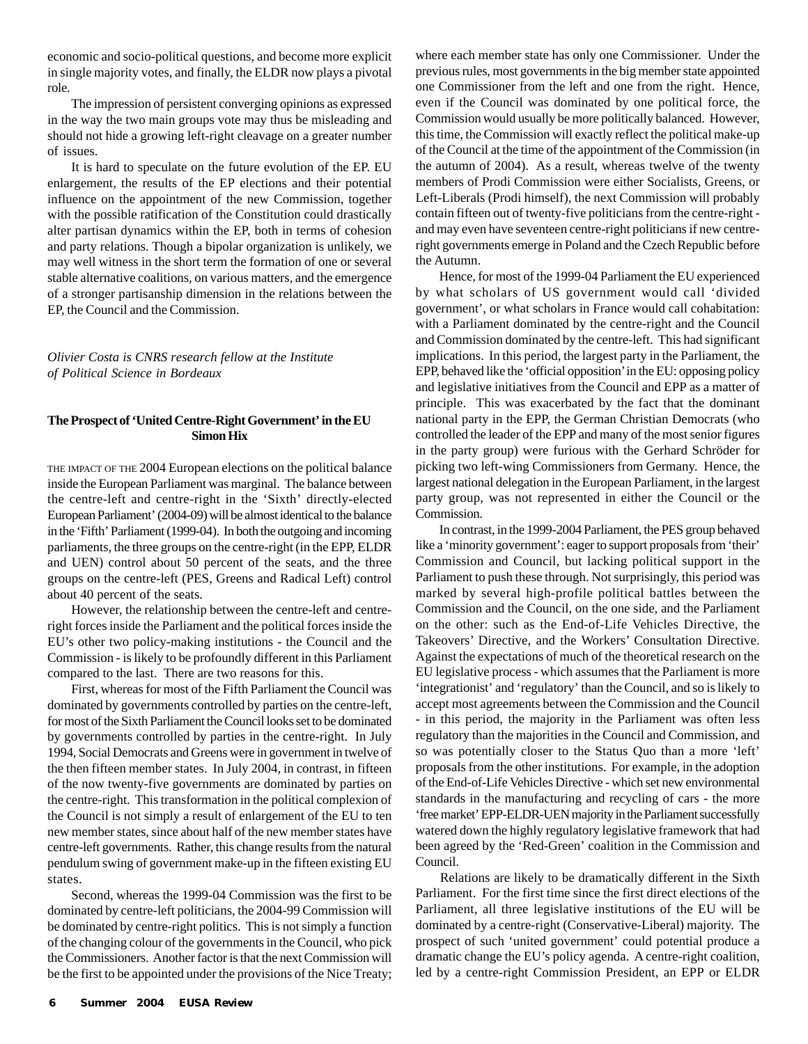economic and socio-political questions, and become more explicit in single majority votes, and finally, the ELDR now plays a pivotal role.

The impression of persistent converging opinions as expressed in the way the two main groups vote may thus be misleading and should not hide a growing left-right cleavage on a greater number of issues.

It is hard to speculate on the future evolution of the EP. EU enlargement, the results of the EP elections and their potential influence on the appointment of the new Commission, together with the possible ratification of the Constitution could drastically alter partisan dynamics within the EP, both in terms of cohesion and party relations. Though a bipolar organization is unlikely, we may well witness in the short term the formation of one or several stable alternative coalitions, on various matters, and the emergence of a stronger partisanship dimension in the relations between the EP, the Council and the Commission.

*Olivier Costa is CNRS research fellow at the Institute of Political Science in Bordeaux*

## The Prospect of 'United Centre-Right Government' in the EU

**Simon Hix**

THE IMPACT OF THE 2004 European elections on the political balance inside the European Parliament was marginal. The balance between the centre-left and centre-right in the 'Sixth' directly-elected European Parliament' (2004-09) will be almost identical to the balance in the 'Fifth' Parliament (1999-04). In both the outgoing and incoming parliaments, the three groups on the centre-right (in the EPP, ELDR and UEN) control about 50 percent of the seats, and the three groups on the centre-left (PES, Greens and Radical Left) control about 40 percent of the seats.

However, the relationship between the centre-left and centre-right forces inside the Parliament and the political forces inside the EU's other two policy-making institutions - the Council and the Commission - is likely to be profoundly different in this Parliament compared to the last. There are two reasons for this.

First, whereas for most of the Fifth Parliament the Council was dominated by governments controlled by parties on the centre-left, for most of the Sixth Parliament the Council looks set to be dominated by governments controlled by parties in the centre-right. In July 1994, Social Democrats and Greens were in government in twelve of the then fifteen member states. In July 2004, in contrast, in fifteen of the now twenty-five governments are dominated by parties on the centre-right. This transformation in the political complexion of the Council is not simply a result of enlargement of the EU to ten new member states, since about half of the new member states have centre-left governments. Rather, this change results from the natural pendulum swing of government make-up in the fifteen existing EU states.

Second, whereas the 1999-04 Commission was the first to be dominated by centre-left politicians, the 2004-99 Commission will be dominated by centre-right politics. This is not simply a function of the changing colour of the governments in the Council, who pick the Commissioners. Another factor is that the next Commission will be the first to be appointed under the provisions of the Nice Treaty; where each member state has only one Commissioner. Under the previous rules, most governments in the big member state appointed one Commissioner from the left and one from the right. Hence, even if the Council was dominated by one political force, the Commission would usually be more politically balanced. However, this time, the Commission will exactly reflect the political make-up of the Council at the time of the appointment of the Commission (in the autumn of 2004). As a result, whereas twelve of the twenty members of Prodi Commission were either Socialists, Greens, or Left-Liberals (Prodi himself), the next Commission will probably contain fifteen out of twenty-five politicians from the centre-right - and may even have seventeen centre-right politicians if new centre-right governments emerge in Poland and the Czech Republic before the Autumn.

Hence, for most of the 1999-04 Parliament the EU experienced by what scholars of US government would call 'divided government', or what scholars in France would call cohabitation: with a Parliament dominated by the centre-right and the Council and Commission dominated by the centre-left. This had significant implications. In this period, the largest party in the Parliament, the EPP, behaved like the 'official opposition' in the EU: opposing policy and legislative initiatives from the Council and EPP as a matter of principle. This was exacerbated by the fact that the dominant national party in the EPP, the German Christian Democrats (who controlled the leader of the EPP and many of the most senior figures in the party group) were furious with the Gerhard Schröder for picking two left-wing Commissioners from Germany. Hence, the largest national delegation in the European Parliament, in the largest party group, was not represented in either the Council or the Commission.

In contrast, in the 1999-2004 Parliament, the PES group behaved like a 'minority government': eager to support proposals from 'their' Commission and Council, but lacking political support in the Parliament to push these through. Not surprisingly, this period was marked by several high-profile political battles between the Commission and the Council, on the one side, and the Parliament on the other: such as the End-of-Life Vehicles Directive, the Takeovers' Directive, and the Workers' Consultation Directive. Against the expectations of much of the theoretical research on the EU legislative process - which assumes that the Parliament is more 'integrationist' and 'regulatory' than the Council, and so is likely to accept most agreements between the Commission and the Council - in this period, the majority in the Parliament was often less regulatory than the majorities in the Council and Commission, and so was potentially closer to the Status Quo than a more 'left' proposals from the other institutions. For example, in the adoption of the End-of-Life Vehicles Directive - which set new environmental standards in the manufacturing and recycling of cars - the more 'free market' EPP-ELDR-UEN majority in the Parliament successfully watered down the highly regulatory legislative framework that had been agreed by the 'Red-Green' coalition in the Commission and Council.

Relations are likely to be dramatically different in the Sixth Parliament. For the first time since the first direct elections of the Parliament, all three legislative institutions of the EU will be dominated by a centre-right (Conservative-Liberal) majority. The prospect of such 'united government' could potential produce a dramatic change the EU's policy agenda. A centre-right coalition, led by a centre-right Commission President, an EPP or ELDR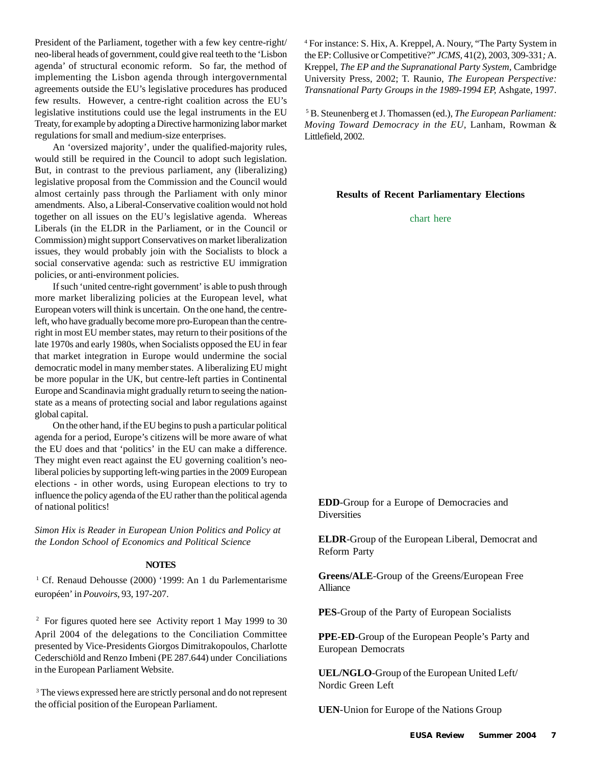President of the Parliament, together with a few key centre-right/neo-liberal heads of government, could give real teeth to the 'Lisbon agenda' of structural economic reform. So far, the method of implementing the Lisbon agenda through intergovernmental agreements outside the EU's legislative procedures has produced few results. However, a centre-right coalition across the EU's legislative institutions could use the legal instruments in the EU Treaty, for example by adopting a Directive harmonizing labor market regulations for small and medium-size enterprises.

An 'oversized majority', under the qualified-majority rules, would still be required in the Council to adopt such legislation. But, in contrast to the previous parliament, any (liberalizing) legislative proposal from the Commission and the Council would almost certainly pass through the Parliament with only minor amendments. Also, a Liberal-Conservative coalition would not hold together on all issues on the EU's legislative agenda. Whereas Liberals (in the ELDR in the Parliament, or in the Council or Commission) might support Conservatives on market liberalization issues, they would probably join with the Socialists to block a social conservative agenda: such as restrictive EU immigration policies, or anti-environment policies.

If such 'united centre-right government' is able to push through more market liberalizing policies at the European level, what European voters will think is uncertain. On the one hand, the centre-left, who have gradually become more pro-European than the centre-right in most EU member states, may return to their positions of the late 1970s and early 1980s, when Socialists opposed the EU in fear that market integration in Europe would undermine the social democratic model in many member states. A liberalizing EU might be more popular in the UK, but centre-left parties in Continental Europe and Scandinavia might gradually return to seeing the nation-state as a means of protecting social and labor regulations against global capital.

On the other hand, if the EU begins to push a particular political agenda for a period, Europe's citizens will be more aware of what the EU does and that 'politics' in the EU can make a difference. They might even react against the EU governing coalition's neo-liberal policies by supporting left-wing parties in the 2009 European elections - in other words, using European elections to try to influence the policy agenda of the EU rather than the political agenda of national politics!

*Simon Hix is Reader in European Union Politics and Policy at the London School of Economics and Political Science*

**NOTES**

[1] Cf. Renaud Dehousse (2000) '1999: An 1 du Parlementarisme européen' in *Pouvoirs*, 93, 197-207.

[2] For figures quoted here see Activity report 1 May 1999 to 30 April 2004 of the delegations to the Conciliation Committee presented by Vice-Presidents Giorgos Dimitrakopoulos, Charlotte Cederschiöld and Renzo Imbeni (PE 287.644) under Conciliations in the European Parliament Website.

[3] The views expressed here are strictly personal and do not represent the official position of the European Parliament.

[4] For instance: S. Hix, A. Kreppel, A. Noury, "The Party System in the EP: Collusive or Competitive?" *JCMS*, 41(2), 2003, 309-331; A. Kreppel, *The EP and the Supranational Party System*, Cambridge University Press, 2002; T. Raunio, *The European Perspective: Transnational Party Groups in the 1989-1994 EP*, Ashgate, 1997.

[5] B. Steunenberg et J. Thomassen (ed.), *The European Parliament: Moving Toward Democracy in the EU*, Lanham, Rowman & Littlefield, 2002.

**Results of Recent Parliamentary Elections**

chart here

**EDD**-Group for a Europe of Democracies and Diversities

**ELDR**-Group of the European Liberal, Democrat and Reform Party

**Greens/ALE**-Group of the Greens/European Free Alliance

**PES**-Group of the Party of European Socialists

**PPE-ED**-Group of the European People's Party and European Democrats

**UEL/NGLO**-Group of the European United Left/ Nordic Green Left

**UEN**-Union for Europe of the Nations Group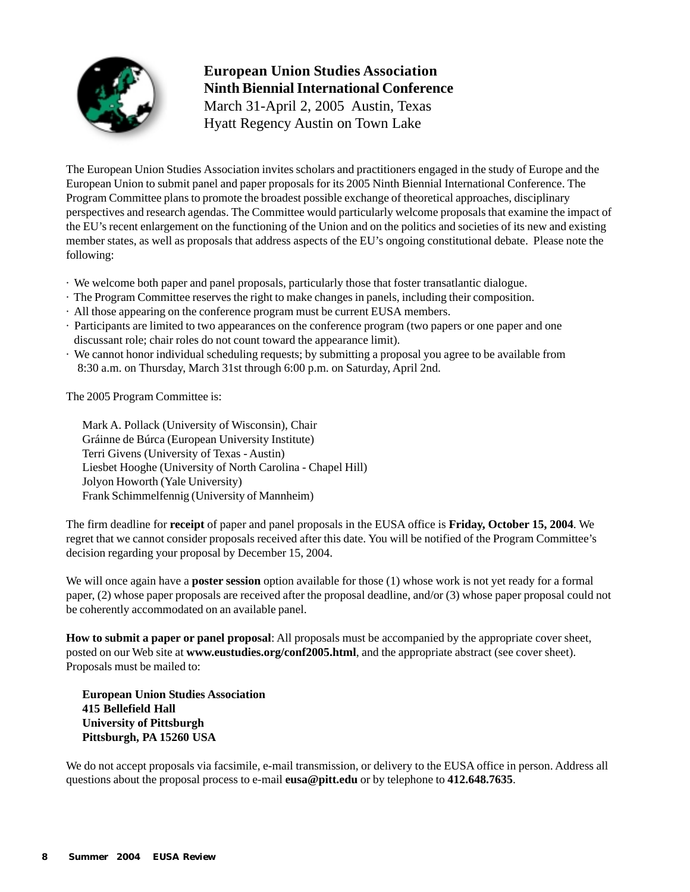**European Union Studies Association**
**Ninth Biennial International Conference**
March 31-April 2, 2005 Austin, Texas
Hyatt Regency Austin on Town Lake

The European Union Studies Association invites scholars and practitioners engaged in the study of Europe and the European Union to submit panel and paper proposals for its 2005 Ninth Biennial International Conference. The Program Committee plans to promote the broadest possible exchange of theoretical approaches, disciplinary perspectives and research agendas. The Committee would particularly welcome proposals that examine the impact of the EU's recent enlargement on the functioning of the Union and on the politics and societies of its new and existing member states, as well as proposals that address aspects of the EU's ongoing constitutional debate. Please note the following:

- We welcome both paper and panel proposals, particularly those that foster transatlantic dialogue.
- The Program Committee reserves the right to make changes in panels, including their composition.
- All those appearing on the conference program must be current EUSA members.
- Participants are limited to two appearances on the conference program (two papers or one paper and one discussant role; chair roles do not count toward the appearance limit).
- We cannot honor individual scheduling requests; by submitting a proposal you agree to be available from 8:30 a.m. on Thursday, March 31st through 6:00 p.m. on Saturday, April 2nd.

The 2005 Program Committee is:

Mark A. Pollack (University of Wisconsin), Chair
Gráinne de Búrca (European University Institute)
Terri Givens (University of Texas - Austin)
Liesbet Hooghe (University of North Carolina - Chapel Hill)
Jolyon Howorth (Yale University)
Frank Schimmelfennig (University of Mannheim)

The firm deadline for **receipt** of paper and panel proposals in the EUSA office is **Friday, October 15, 2004**. We regret that we cannot consider proposals received after this date. You will be notified of the Program Committee's decision regarding your proposal by December 15, 2004.

We will once again have a **poster session** option available for those (1) whose work is not yet ready for a formal paper, (2) whose paper proposals are received after the proposal deadline, and/or (3) whose paper proposal could not be coherently accommodated on an available panel.

**How to submit a paper or panel proposal**: All proposals must be accompanied by the appropriate cover sheet, posted on our Web site at **www.eustudies.org/conf2005.html**, and the appropriate abstract (see cover sheet). Proposals must be mailed to:

**European Union Studies Association**
**415 Bellefield Hall**
**University of Pittsburgh**
**Pittsburgh, PA 15260 USA**

We do not accept proposals via facsimile, e-mail transmission, or delivery to the EUSA office in person. Address all questions about the proposal process to e-mail **eusa@pitt.edu** or by telephone to **412.648.7635**.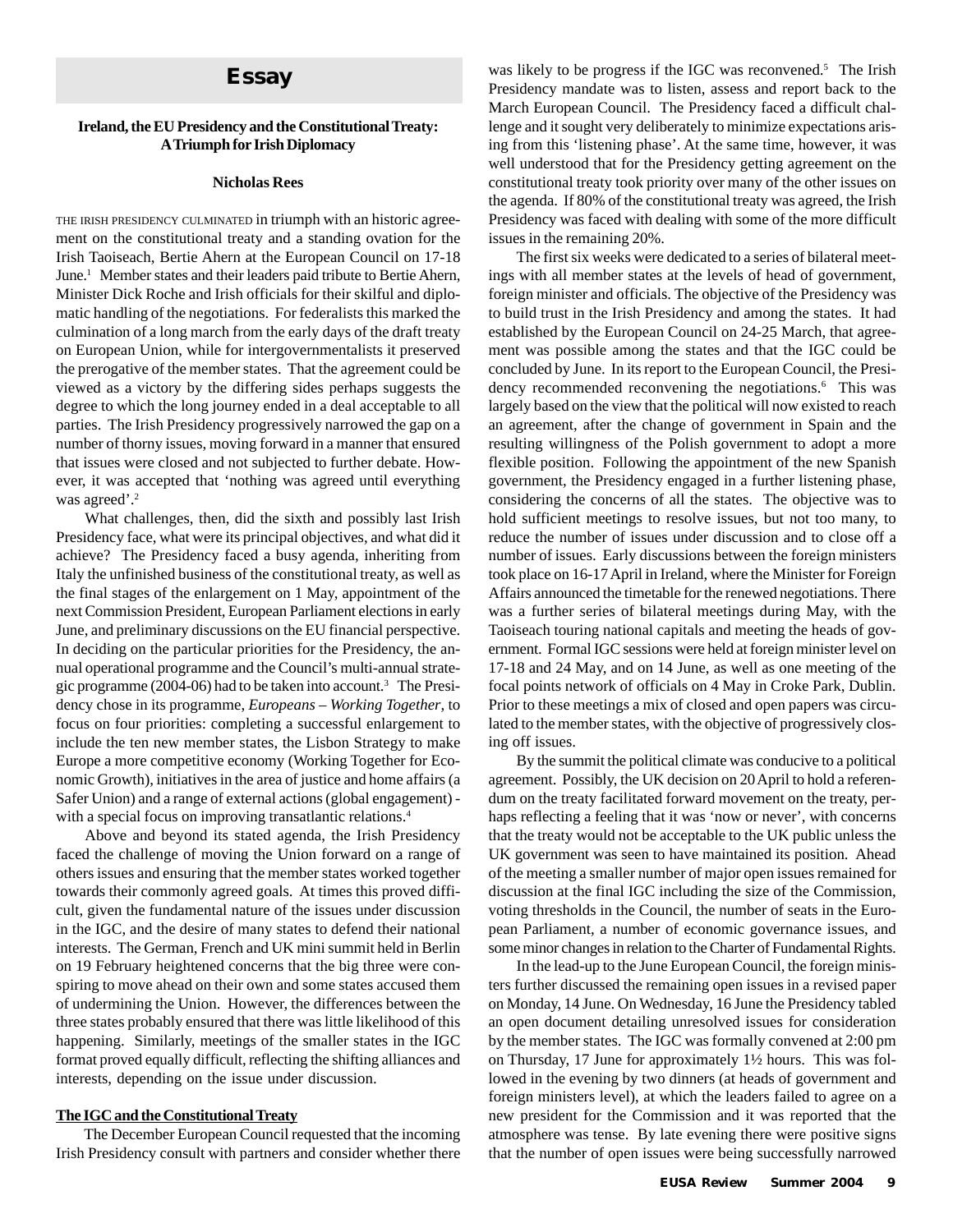# Essay

## Ireland, the EU Presidency and the Constitutional Treaty: A Triumph for Irish Diplomacy

**Nicholas Rees**

THE IRISH PRESIDENCY CULMINATED in triumph with an historic agreement on the constitutional treaty and a standing ovation for the Irish Taoiseach, Bertie Ahern at the European Council on 17-18 June.[1] Member states and their leaders paid tribute to Bertie Ahern, Minister Dick Roche and Irish officials for their skilful and diplomatic handling of the negotiations. For federalists this marked the culmination of a long march from the early days of the draft treaty on European Union, while for intergovernmentalists it preserved the prerogative of the member states. That the agreement could be viewed as a victory by the differing sides perhaps suggests the degree to which the long journey ended in a deal acceptable to all parties. The Irish Presidency progressively narrowed the gap on a number of thorny issues, moving forward in a manner that ensured that issues were closed and not subjected to further debate. However, it was accepted that 'nothing was agreed until everything was agreed'.[2]

What challenges, then, did the sixth and possibly last Irish Presidency face, what were its principal objectives, and what did it achieve? The Presidency faced a busy agenda, inheriting from Italy the unfinished business of the constitutional treaty, as well as the final stages of the enlargement on 1 May, appointment of the next Commission President, European Parliament elections in early June, and preliminary discussions on the EU financial perspective. In deciding on the particular priorities for the Presidency, the annual operational programme and the Council's multi-annual strategic programme (2004-06) had to be taken into account.[3] The Presidency chose in its programme, *Europeans – Working Together*, to focus on four priorities: completing a successful enlargement to include the ten new member states, the Lisbon Strategy to make Europe a more competitive economy (Working Together for Economic Growth), initiatives in the area of justice and home affairs (a Safer Union) and a range of external actions (global engagement) - with a special focus on improving transatlantic relations.[4]

Above and beyond its stated agenda, the Irish Presidency faced the challenge of moving the Union forward on a range of others issues and ensuring that the member states worked together towards their commonly agreed goals. At times this proved difficult, given the fundamental nature of the issues under discussion in the IGC, and the desire of many states to defend their national interests. The German, French and UK mini summit held in Berlin on 19 February heightened concerns that the big three were conspiring to move ahead on their own and some states accused them of undermining the Union. However, the differences between the three states probably ensured that there was little likelihood of this happening. Similarly, meetings of the smaller states in the IGC format proved equally difficult, reflecting the shifting alliances and interests, depending on the issue under discussion.

### The IGC and the Constitutional Treaty

The December European Council requested that the incoming Irish Presidency consult with partners and consider whether there was likely to be progress if the IGC was reconvened.[5] The Irish Presidency mandate was to listen, assess and report back to the March European Council. The Presidency faced a difficult challenge and it sought very deliberately to minimize expectations arising from this 'listening phase'. At the same time, however, it was well understood that for the Presidency getting agreement on the constitutional treaty took priority over many of the other issues on the agenda. If 80% of the constitutional treaty was agreed, the Irish Presidency was faced with dealing with some of the more difficult issues in the remaining 20%.

The first six weeks were dedicated to a series of bilateral meetings with all member states at the levels of head of government, foreign minister and officials. The objective of the Presidency was to build trust in the Irish Presidency and among the states. It had established by the European Council on 24-25 March, that agreement was possible among the states and that the IGC could be concluded by June. In its report to the European Council, the Presidency recommended reconvening the negotiations.[6] This was largely based on the view that the political will now existed to reach an agreement, after the change of government in Spain and the resulting willingness of the Polish government to adopt a more flexible position. Following the appointment of the new Spanish government, the Presidency engaged in a further listening phase, considering the concerns of all the states. The objective was to hold sufficient meetings to resolve issues, but not too many, to reduce the number of issues under discussion and to close off a number of issues. Early discussions between the foreign ministers took place on 16-17 April in Ireland, where the Minister for Foreign Affairs announced the timetable for the renewed negotiations. There was a further series of bilateral meetings during May, with the Taoiseach touring national capitals and meeting the heads of government. Formal IGC sessions were held at foreign minister level on 17-18 and 24 May, and on 14 June, as well as one meeting of the focal points network of officials on 4 May in Croke Park, Dublin. Prior to these meetings a mix of closed and open papers was circulated to the member states, with the objective of progressively closing off issues.

By the summit the political climate was conducive to a political agreement. Possibly, the UK decision on 20 April to hold a referendum on the treaty facilitated forward movement on the treaty, perhaps reflecting a feeling that it was 'now or never', with concerns that the treaty would not be acceptable to the UK public unless the UK government was seen to have maintained its position. Ahead of the meeting a smaller number of major open issues remained for discussion at the final IGC including the size of the Commission, voting thresholds in the Council, the number of seats in the European Parliament, a number of economic governance issues, and some minor changes in relation to the Charter of Fundamental Rights.

In the lead-up to the June European Council, the foreign ministers further discussed the remaining open issues in a revised paper on Monday, 14 June. On Wednesday, 16 June the Presidency tabled an open document detailing unresolved issues for consideration by the member states. The IGC was formally convened at 2:00 pm on Thursday, 17 June for approximately 1½ hours. This was followed in the evening by two dinners (at heads of government and foreign ministers level), at which the leaders failed to agree on a new president for the Commission and it was reported that the atmosphere was tense. By late evening there were positive signs that the number of open issues were being successfully narrowed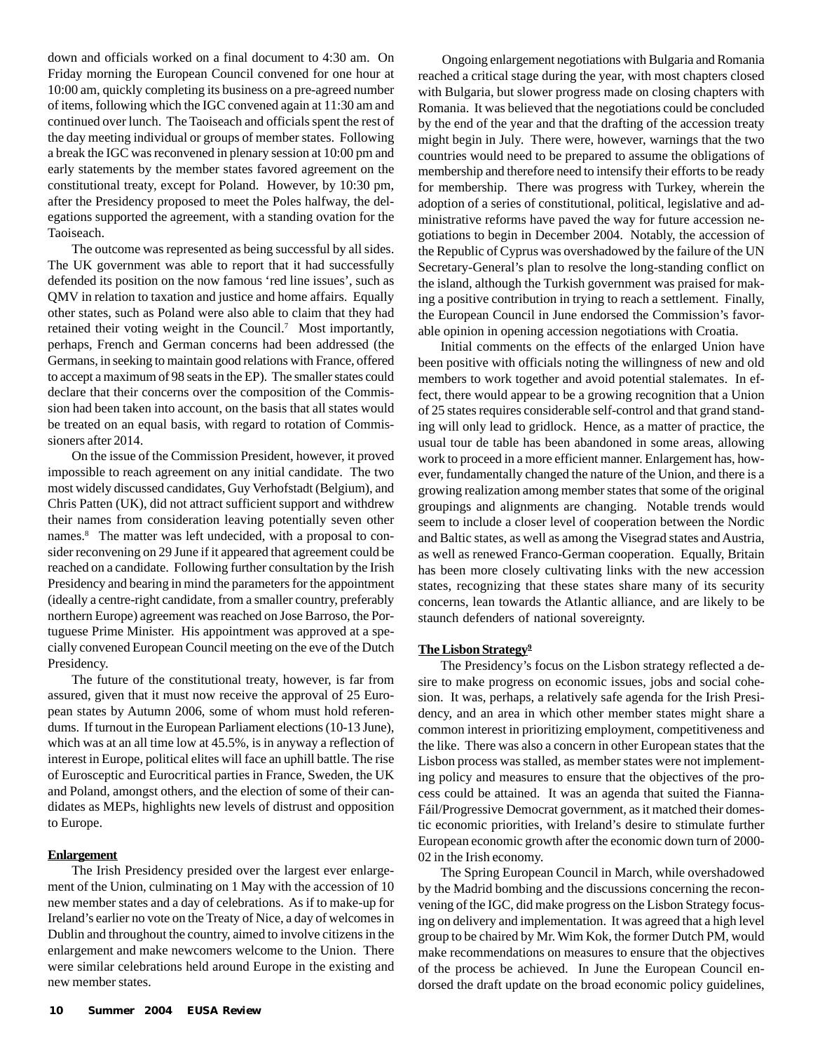down and officials worked on a final document to 4:30 am. On Friday morning the European Council convened for one hour at 10:00 am, quickly completing its business on a pre-agreed number of items, following which the IGC convened again at 11:30 am and continued over lunch. The Taoiseach and officials spent the rest of the day meeting individual or groups of member states. Following a break the IGC was reconvened in plenary session at 10:00 pm and early statements by the member states favored agreement on the constitutional treaty, except for Poland. However, by 10:30 pm, after the Presidency proposed to meet the Poles halfway, the delegations supported the agreement, with a standing ovation for the Taoiseach.

The outcome was represented as being successful by all sides. The UK government was able to report that it had successfully defended its position on the now famous 'red line issues', such as QMV in relation to taxation and justice and home affairs. Equally other states, such as Poland were also able to claim that they had retained their voting weight in the Council.[7] Most importantly, perhaps, French and German concerns had been addressed (the Germans, in seeking to maintain good relations with France, offered to accept a maximum of 98 seats in the EP). The smaller states could declare that their concerns over the composition of the Commission had been taken into account, on the basis that all states would be treated on an equal basis, with regard to rotation of Commissioners after 2014.

On the issue of the Commission President, however, it proved impossible to reach agreement on any initial candidate. The two most widely discussed candidates, Guy Verhofstadt (Belgium), and Chris Patten (UK), did not attract sufficient support and withdrew their names from consideration leaving potentially seven other names.[8] The matter was left undecided, with a proposal to consider reconvening on 29 June if it appeared that agreement could be reached on a candidate. Following further consultation by the Irish Presidency and bearing in mind the parameters for the appointment (ideally a centre-right candidate, from a smaller country, preferably northern Europe) agreement was reached on Jose Barroso, the Portuguese Prime Minister. His appointment was approved at a specially convened European Council meeting on the eve of the Dutch Presidency.

The future of the constitutional treaty, however, is far from assured, given that it must now receive the approval of 25 European states by Autumn 2006, some of whom must hold referendums. If turnout in the European Parliament elections (10-13 June), which was at an all time low at 45.5%, is in anyway a reflection of interest in Europe, political elites will face an uphill battle. The rise of Eurosceptic and Eurocritical parties in France, Sweden, the UK and Poland, amongst others, and the election of some of their candidates as MEPs, highlights new levels of distrust and opposition to Europe.

**Enlargement**

The Irish Presidency presided over the largest ever enlargement of the Union, culminating on 1 May with the accession of 10 new member states and a day of celebrations. As if to make-up for Ireland's earlier no vote on the Treaty of Nice, a day of welcomes in Dublin and throughout the country, aimed to involve citizens in the enlargement and make newcomers welcome to the Union. There were similar celebrations held around Europe in the existing and new member states.

Ongoing enlargement negotiations with Bulgaria and Romania reached a critical stage during the year, with most chapters closed with Bulgaria, but slower progress made on closing chapters with Romania. It was believed that the negotiations could be concluded by the end of the year and that the drafting of the accession treaty might begin in July. There were, however, warnings that the two countries would need to be prepared to assume the obligations of membership and therefore need to intensify their efforts to be ready for membership. There was progress with Turkey, wherein the adoption of a series of constitutional, political, legislative and administrative reforms have paved the way for future accession negotiations to begin in December 2004. Notably, the accession of the Republic of Cyprus was overshadowed by the failure of the UN Secretary-General's plan to resolve the long-standing conflict on the island, although the Turkish government was praised for making a positive contribution in trying to reach a settlement. Finally, the European Council in June endorsed the Commission's favorable opinion in opening accession negotiations with Croatia.

Initial comments on the effects of the enlarged Union have been positive with officials noting the willingness of new and old members to work together and avoid potential stalemates. In effect, there would appear to be a growing recognition that a Union of 25 states requires considerable self-control and that grand standing will only lead to gridlock. Hence, as a matter of practice, the usual tour de table has been abandoned in some areas, allowing work to proceed in a more efficient manner. Enlargement has, however, fundamentally changed the nature of the Union, and there is a growing realization among member states that some of the original groupings and alignments are changing. Notable trends would seem to include a closer level of cooperation between the Nordic and Baltic states, as well as among the Visegrad states and Austria, as well as renewed Franco-German cooperation. Equally, Britain has been more closely cultivating links with the new accession states, recognizing that these states share many of its security concerns, lean towards the Atlantic alliance, and are likely to be staunch defenders of national sovereignty.

**The Lisbon Strategy[9]**

The Presidency's focus on the Lisbon strategy reflected a desire to make progress on economic issues, jobs and social cohesion. It was, perhaps, a relatively safe agenda for the Irish Presidency, and an area in which other member states might share a common interest in prioritizing employment, competitiveness and the like. There was also a concern in other European states that the Lisbon process was stalled, as member states were not implementing policy and measures to ensure that the objectives of the process could be attained. It was an agenda that suited the Fianna-Fáil/Progressive Democrat government, as it matched their domestic economic priorities, with Ireland's desire to stimulate further European economic growth after the economic down turn of 2000-02 in the Irish economy.

The Spring European Council in March, while overshadowed by the Madrid bombing and the discussions concerning the reconvening of the IGC, did make progress on the Lisbon Strategy focusing on delivery and implementation. It was agreed that a high level group to be chaired by Mr. Wim Kok, the former Dutch PM, would make recommendations on measures to ensure that the objectives of the process be achieved. In June the European Council endorsed the draft update on the broad economic policy guidelines,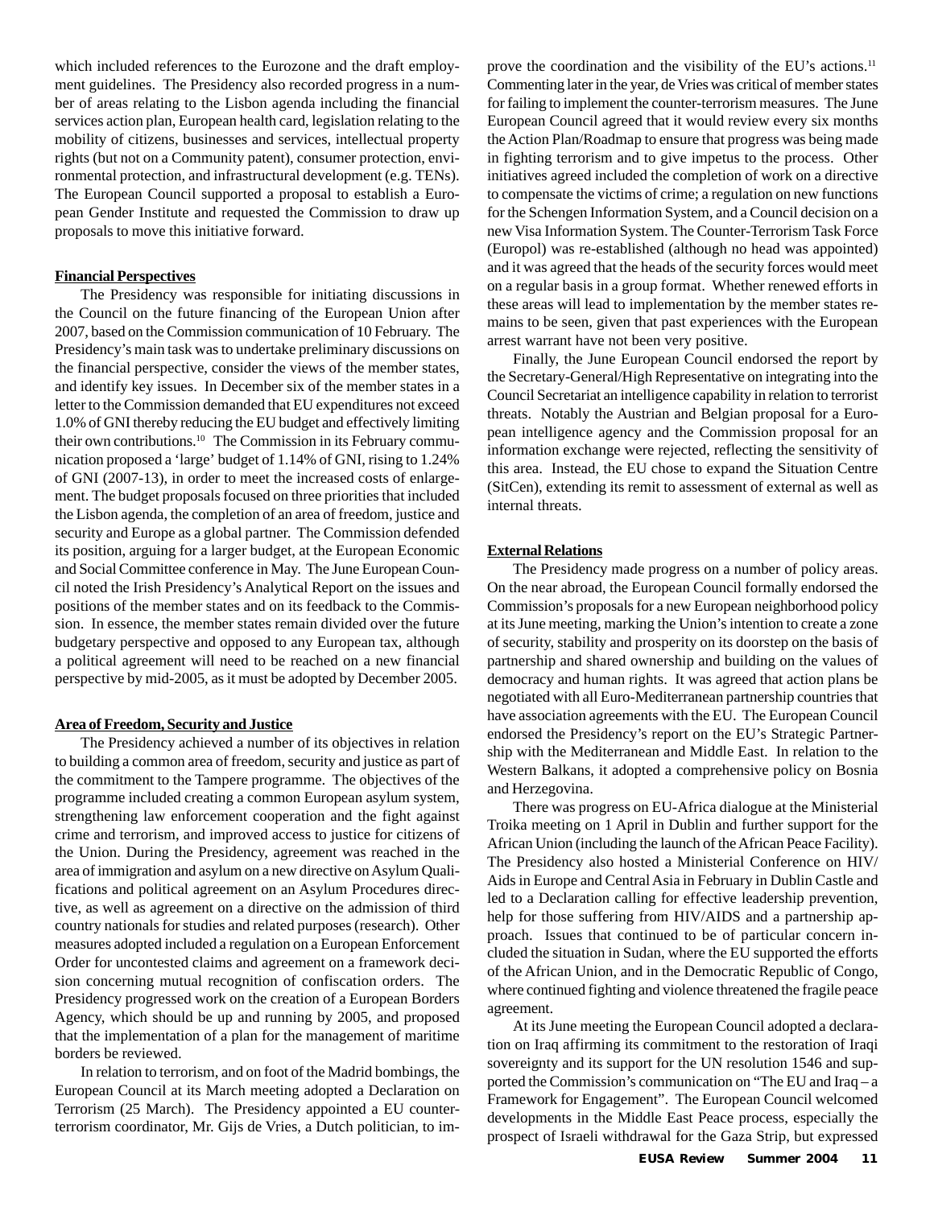which included references to the Eurozone and the draft employment guidelines. The Presidency also recorded progress in a number of areas relating to the Lisbon agenda including the financial services action plan, European health card, legislation relating to the mobility of citizens, businesses and services, intellectual property rights (but not on a Community patent), consumer protection, environmental protection, and infrastructural development (e.g. TENs). The European Council supported a proposal to establish a European Gender Institute and requested the Commission to draw up proposals to move this initiative forward.

**Financial Perspectives**

The Presidency was responsible for initiating discussions in the Council on the future financing of the European Union after 2007, based on the Commission communication of 10 February. The Presidency's main task was to undertake preliminary discussions on the financial perspective, consider the views of the member states, and identify key issues. In December six of the member states in a letter to the Commission demanded that EU expenditures not exceed 1.0% of GNI thereby reducing the EU budget and effectively limiting their own contributions.[10] The Commission in its February communication proposed a 'large' budget of 1.14% of GNI, rising to 1.24% of GNI (2007-13), in order to meet the increased costs of enlargement. The budget proposals focused on three priorities that included the Lisbon agenda, the completion of an area of freedom, justice and security and Europe as a global partner. The Commission defended its position, arguing for a larger budget, at the European Economic and Social Committee conference in May. The June European Council noted the Irish Presidency's Analytical Report on the issues and positions of the member states and on its feedback to the Commission. In essence, the member states remain divided over the future budgetary perspective and opposed to any European tax, although a political agreement will need to be reached on a new financial perspective by mid-2005, as it must be adopted by December 2005.

**Area of Freedom, Security and Justice**

The Presidency achieved a number of its objectives in relation to building a common area of freedom, security and justice as part of the commitment to the Tampere programme. The objectives of the programme included creating a common European asylum system, strengthening law enforcement cooperation and the fight against crime and terrorism, and improved access to justice for citizens of the Union. During the Presidency, agreement was reached in the area of immigration and asylum on a new directive on Asylum Qualifications and political agreement on an Asylum Procedures directive, as well as agreement on a directive on the admission of third country nationals for studies and related purposes (research). Other measures adopted included a regulation on a European Enforcement Order for uncontested claims and agreement on a framework decision concerning mutual recognition of confiscation orders. The Presidency progressed work on the creation of a European Borders Agency, which should be up and running by 2005, and proposed that the implementation of a plan for the management of maritime borders be reviewed.

In relation to terrorism, and on foot of the Madrid bombings, the European Council at its March meeting adopted a Declaration on Terrorism (25 March). The Presidency appointed a EU counter-terrorism coordinator, Mr. Gijs de Vries, a Dutch politician, to improve the coordination and the visibility of the EU's actions.[11] Commenting later in the year, de Vries was critical of member states for failing to implement the counter-terrorism measures. The June European Council agreed that it would review every six months the Action Plan/Roadmap to ensure that progress was being made in fighting terrorism and to give impetus to the process. Other initiatives agreed included the completion of work on a directive to compensate the victims of crime; a regulation on new functions for the Schengen Information System, and a Council decision on a new Visa Information System. The Counter-Terrorism Task Force (Europol) was re-established (although no head was appointed) and it was agreed that the heads of the security forces would meet on a regular basis in a group format. Whether renewed efforts in these areas will lead to implementation by the member states remains to be seen, given that past experiences with the European arrest warrant have not been very positive.

Finally, the June European Council endorsed the report by the Secretary-General/High Representative on integrating into the Council Secretariat an intelligence capability in relation to terrorist threats. Notably the Austrian and Belgian proposal for a European intelligence agency and the Commission proposal for an information exchange were rejected, reflecting the sensitivity of this area. Instead, the EU chose to expand the Situation Centre (SitCen), extending its remit to assessment of external as well as internal threats.

**External Relations**

The Presidency made progress on a number of policy areas. On the near abroad, the European Council formally endorsed the Commission's proposals for a new European neighborhood policy at its June meeting, marking the Union's intention to create a zone of security, stability and prosperity on its doorstep on the basis of partnership and shared ownership and building on the values of democracy and human rights. It was agreed that action plans be negotiated with all Euro-Mediterranean partnership countries that have association agreements with the EU. The European Council endorsed the Presidency's report on the EU's Strategic Partnership with the Mediterranean and Middle East. In relation to the Western Balkans, it adopted a comprehensive policy on Bosnia and Herzegovina.

There was progress on EU-Africa dialogue at the Ministerial Troika meeting on 1 April in Dublin and further support for the African Union (including the launch of the African Peace Facility). The Presidency also hosted a Ministerial Conference on HIV/Aids in Europe and Central Asia in February in Dublin Castle and led to a Declaration calling for effective leadership prevention, help for those suffering from HIV/AIDS and a partnership approach. Issues that continued to be of particular concern included the situation in Sudan, where the EU supported the efforts of the African Union, and in the Democratic Republic of Congo, where continued fighting and violence threatened the fragile peace agreement.

At its June meeting the European Council adopted a declaration on Iraq affirming its commitment to the restoration of Iraqi sovereignty and its support for the UN resolution 1546 and supported the Commission's communication on "The EU and Iraq – a Framework for Engagement". The European Council welcomed developments in the Middle East Peace process, especially the prospect of Israeli withdrawal for the Gaza Strip, but expressed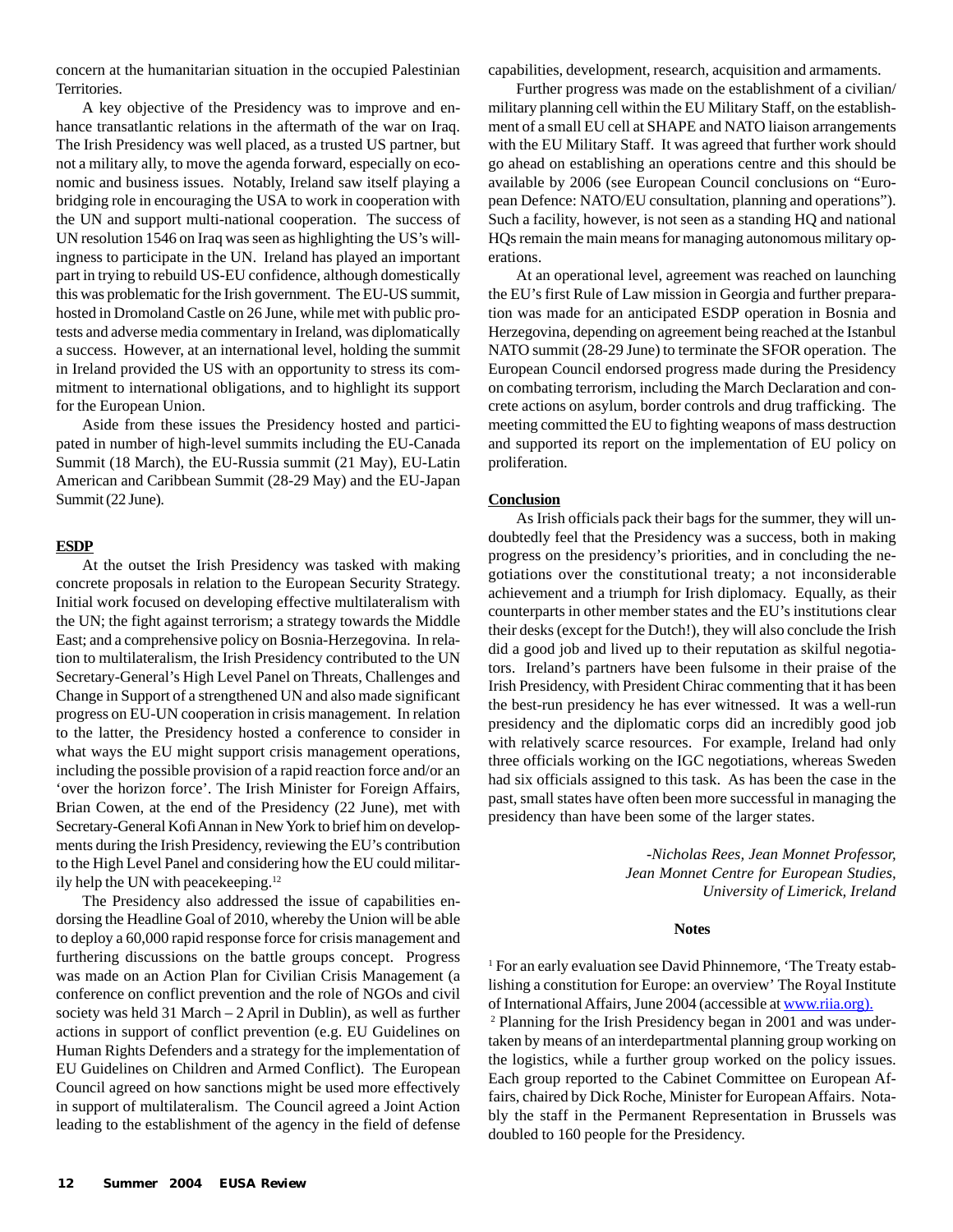concern at the humanitarian situation in the occupied Palestinian Territories.

A key objective of the Presidency was to improve and enhance transatlantic relations in the aftermath of the war on Iraq. The Irish Presidency was well placed, as a trusted US partner, but not a military ally, to move the agenda forward, especially on economic and business issues. Notably, Ireland saw itself playing a bridging role in encouraging the USA to work in cooperation with the UN and support multi-national cooperation. The success of UN resolution 1546 on Iraq was seen as highlighting the US's willingness to participate in the UN. Ireland has played an important part in trying to rebuild US-EU confidence, although domestically this was problematic for the Irish government. The EU-US summit, hosted in Dromoland Castle on 26 June, while met with public protests and adverse media commentary in Ireland, was diplomatically a success. However, at an international level, holding the summit in Ireland provided the US with an opportunity to stress its commitment to international obligations, and to highlight its support for the European Union.

Aside from these issues the Presidency hosted and participated in number of high-level summits including the EU-Canada Summit (18 March), the EU-Russia summit (21 May), EU-Latin American and Caribbean Summit (28-29 May) and the EU-Japan Summit (22 June).

**ESDP**

At the outset the Irish Presidency was tasked with making concrete proposals in relation to the European Security Strategy. Initial work focused on developing effective multilateralism with the UN; the fight against terrorism; a strategy towards the Middle East; and a comprehensive policy on Bosnia-Herzegovina. In relation to multilateralism, the Irish Presidency contributed to the UN Secretary-General's High Level Panel on Threats, Challenges and Change in Support of a strengthened UN and also made significant progress on EU-UN cooperation in crisis management. In relation to the latter, the Presidency hosted a conference to consider in what ways the EU might support crisis management operations, including the possible provision of a rapid reaction force and/or an 'over the horizon force'. The Irish Minister for Foreign Affairs, Brian Cowen, at the end of the Presidency (22 June), met with Secretary-General Kofi Annan in New York to brief him on developments during the Irish Presidency, reviewing the EU's contribution to the High Level Panel and considering how the EU could militarily help the UN with peacekeeping.[12]

The Presidency also addressed the issue of capabilities endorsing the Headline Goal of 2010, whereby the Union will be able to deploy a 60,000 rapid response force for crisis management and furthering discussions on the battle groups concept. Progress was made on an Action Plan for Civilian Crisis Management (a conference on conflict prevention and the role of NGOs and civil society was held 31 March – 2 April in Dublin), as well as further actions in support of conflict prevention (e.g. EU Guidelines on Human Rights Defenders and a strategy for the implementation of EU Guidelines on Children and Armed Conflict). The European Council agreed on how sanctions might be used more effectively in support of multilateralism. The Council agreed a Joint Action leading to the establishment of the agency in the field of defense capabilities, development, research, acquisition and armaments.

Further progress was made on the establishment of a civilian/military planning cell within the EU Military Staff, on the establishment of a small EU cell at SHAPE and NATO liaison arrangements with the EU Military Staff. It was agreed that further work should go ahead on establishing an operations centre and this should be available by 2006 (see European Council conclusions on "European Defence: NATO/EU consultation, planning and operations"). Such a facility, however, is not seen as a standing HQ and national HQs remain the main means for managing autonomous military operations.

At an operational level, agreement was reached on launching the EU's first Rule of Law mission in Georgia and further preparation was made for an anticipated ESDP operation in Bosnia and Herzegovina, depending on agreement being reached at the Istanbul NATO summit (28-29 June) to terminate the SFOR operation. The European Council endorsed progress made during the Presidency on combating terrorism, including the March Declaration and concrete actions on asylum, border controls and drug trafficking. The meeting committed the EU to fighting weapons of mass destruction and supported its report on the implementation of EU policy on proliferation.

**Conclusion**

As Irish officials pack their bags for the summer, they will undoubtedly feel that the Presidency was a success, both in making progress on the presidency's priorities, and in concluding the negotiations over the constitutional treaty; a not inconsiderable achievement and a triumph for Irish diplomacy. Equally, as their counterparts in other member states and the EU's institutions clear their desks (except for the Dutch!), they will also conclude the Irish did a good job and lived up to their reputation as skilful negotiators. Ireland's partners have been fulsome in their praise of the Irish Presidency, with President Chirac commenting that it has been the best-run presidency he has ever witnessed. It was a well-run presidency and the diplomatic corps did an incredibly good job with relatively scarce resources. For example, Ireland had only three officials working on the IGC negotiations, whereas Sweden had six officials assigned to this task. As has been the case in the past, small states have often been more successful in managing the presidency than have been some of the larger states.

*-Nicholas Rees, Jean Monnet Professor,*
*Jean Monnet Centre for European Studies,*
*University of Limerick, Ireland*

**Notes**

[1] For an early evaluation see David Phinnemore, 'The Treaty establishing a constitution for Europe: an overview' The Royal Institute of International Affairs, June 2004 (accessible at www.riia.org).

[2] Planning for the Irish Presidency began in 2001 and was undertaken by means of an interdepartmental planning group working on the logistics, while a further group worked on the policy issues. Each group reported to the Cabinet Committee on European Affairs, chaired by Dick Roche, Minister for European Affairs. Notably the staff in the Permanent Representation in Brussels was doubled to 160 people for the Presidency.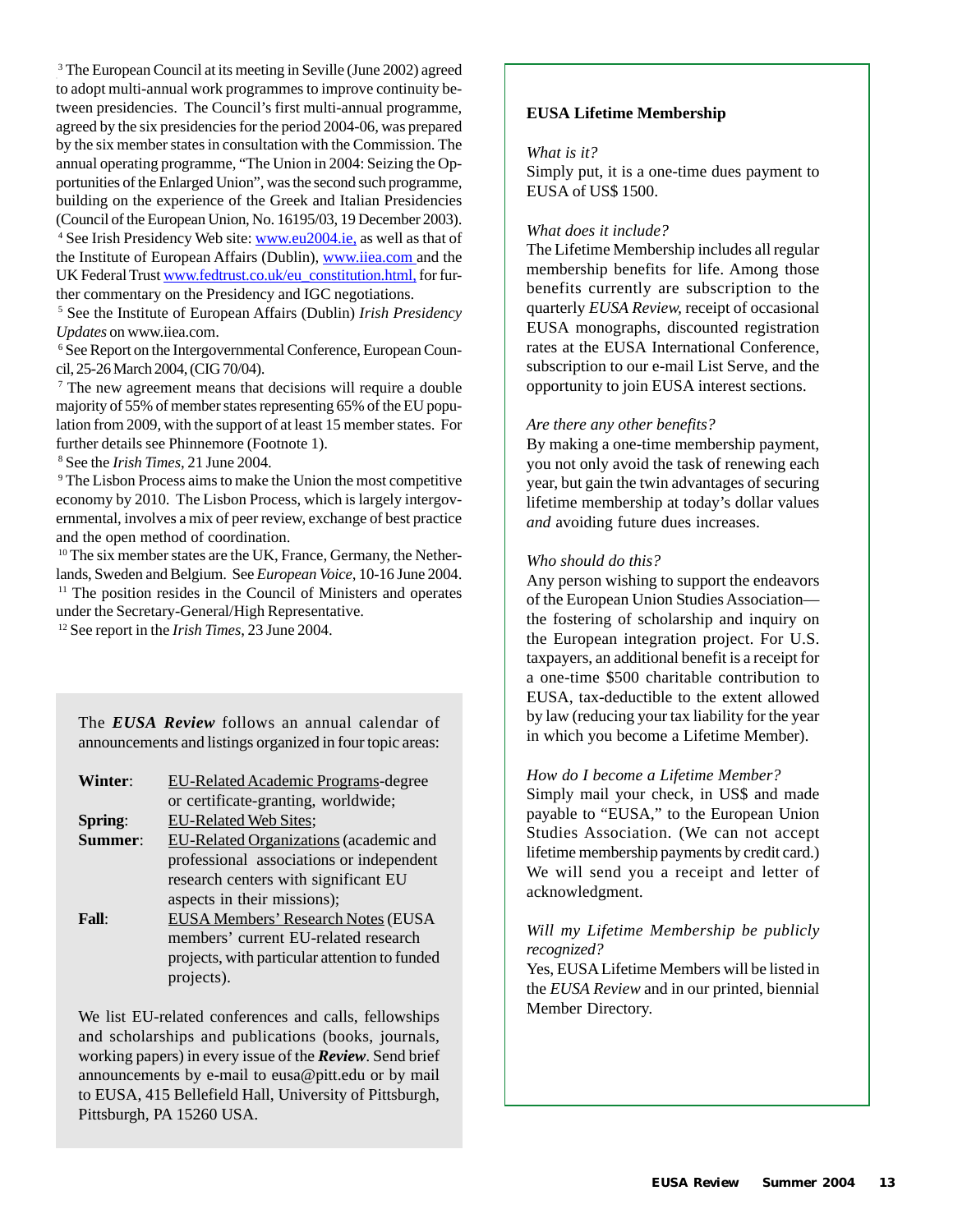[3] The European Council at its meeting in Seville (June 2002) agreed to adopt multi-annual work programmes to improve continuity between presidencies. The Council's first multi-annual programme, agreed by the six presidencies for the period 2004-06, was prepared by the six member states in consultation with the Commission. The annual operating programme, "The Union in 2004: Seizing the Opportunities of the Enlarged Union", was the second such programme, building on the experience of the Greek and Italian Presidencies (Council of the European Union, No. 16195/03, 19 December 2003).

[4] See Irish Presidency Web site: www.eu2004.ie, as well as that of the Institute of European Affairs (Dublin), www.iiea.com and the UK Federal Trust www.fedtrust.co.uk/eu_constitution.html, for further commentary on the Presidency and IGC negotiations.

[5] See the Institute of European Affairs (Dublin) *Irish Presidency Updates* on www.iiea.com.

[6] See Report on the Intergovernmental Conference, European Council, 25-26 March 2004, (CIG 70/04).

[7] The new agreement means that decisions will require a double majority of 55% of member states representing 65% of the EU population from 2009, with the support of at least 15 member states. For further details see Phinnemore (Footnote 1).

[8] See the *Irish Times*, 21 June 2004.

[9] The Lisbon Process aims to make the Union the most competitive economy by 2010. The Lisbon Process, which is largely intergovernmental, involves a mix of peer review, exchange of best practice and the open method of coordination.

[10] The six member states are the UK, France, Germany, the Netherlands, Sweden and Belgium. See *European Voice*, 10-16 June 2004.

[11] The position resides in the Council of Ministers and operates under the Secretary-General/High Representative.

[12] See report in the *Irish Times*, 23 June 2004.

The ***EUSA Review*** follows an annual calendar of announcements and listings organized in four topic areas:

**Winter**: EU-Related Academic Programs-degree or certificate-granting, worldwide;
**Spring**: EU-Related Web Sites;
**Summer**: EU-Related Organizations (academic and professional associations or independent research centers with significant EU aspects in their missions);
**Fall**: EUSA Members' Research Notes (EUSA members' current EU-related research projects, with particular attention to funded projects).

We list EU-related conferences and calls, fellowships and scholarships and publications (books, journals, working papers) in every issue of the ***Review***. Send brief announcements by e-mail to eusa@pitt.edu or by mail to EUSA, 415 Bellefield Hall, University of Pittsburgh, Pittsburgh, PA 15260 USA.

## EUSA Lifetime Membership

*What is it?*
Simply put, it is a one-time dues payment to EUSA of US$ 1500.

*What does it include?*
The Lifetime Membership includes all regular membership benefits for life. Among those benefits currently are subscription to the quarterly *EUSA Review*, receipt of occasional EUSA monographs, discounted registration rates at the EUSA International Conference, subscription to our e-mail List Serve, and the opportunity to join EUSA interest sections.

*Are there any other benefits?*
By making a one-time membership payment, you not only avoid the task of renewing each year, but gain the twin advantages of securing lifetime membership at today's dollar values *and* avoiding future dues increases.

*Who should do this?*
Any person wishing to support the endeavors of the European Union Studies Association—the fostering of scholarship and inquiry on the European integration project. For U.S. taxpayers, an additional benefit is a receipt for a one-time $500 charitable contribution to EUSA, tax-deductible to the extent allowed by law (reducing your tax liability for the year in which you become a Lifetime Member).

*How do I become a Lifetime Member?*
Simply mail your check, in US$ and made payable to "EUSA," to the European Union Studies Association. (We can not accept lifetime membership payments by credit card.) We will send you a receipt and letter of acknowledgment.

*Will my Lifetime Membership be publicly recognized?*
Yes, EUSA Lifetime Members will be listed in the *EUSA Review* and in our printed, biennial Member Directory.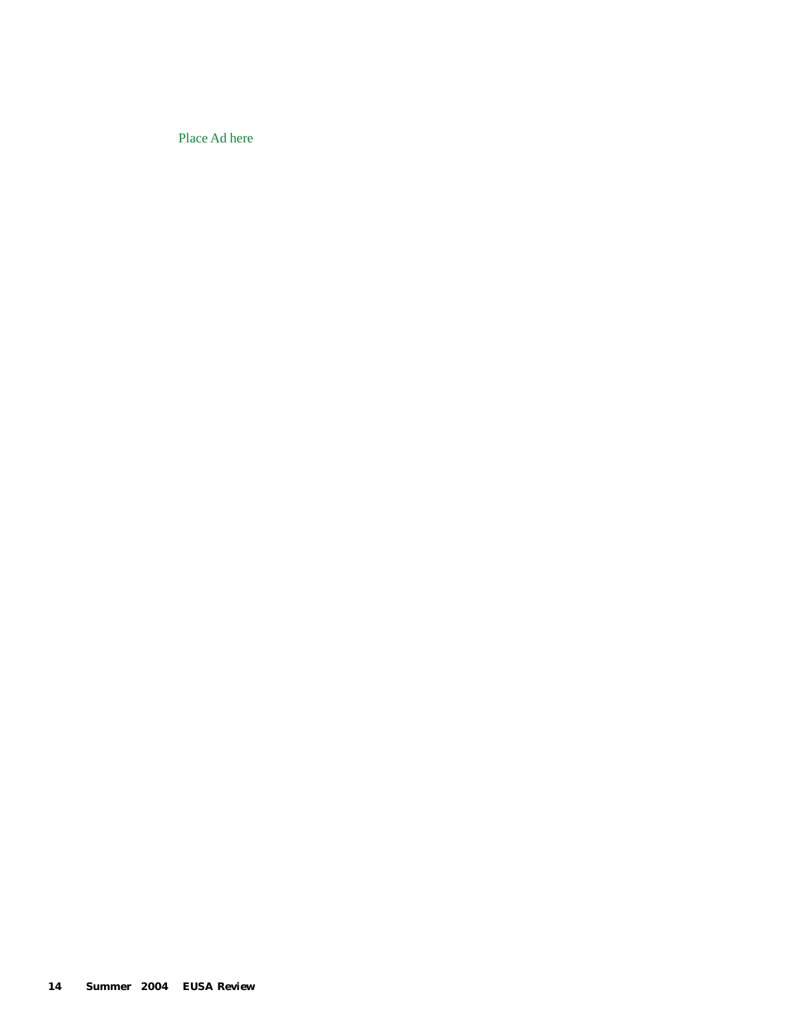Place Ad here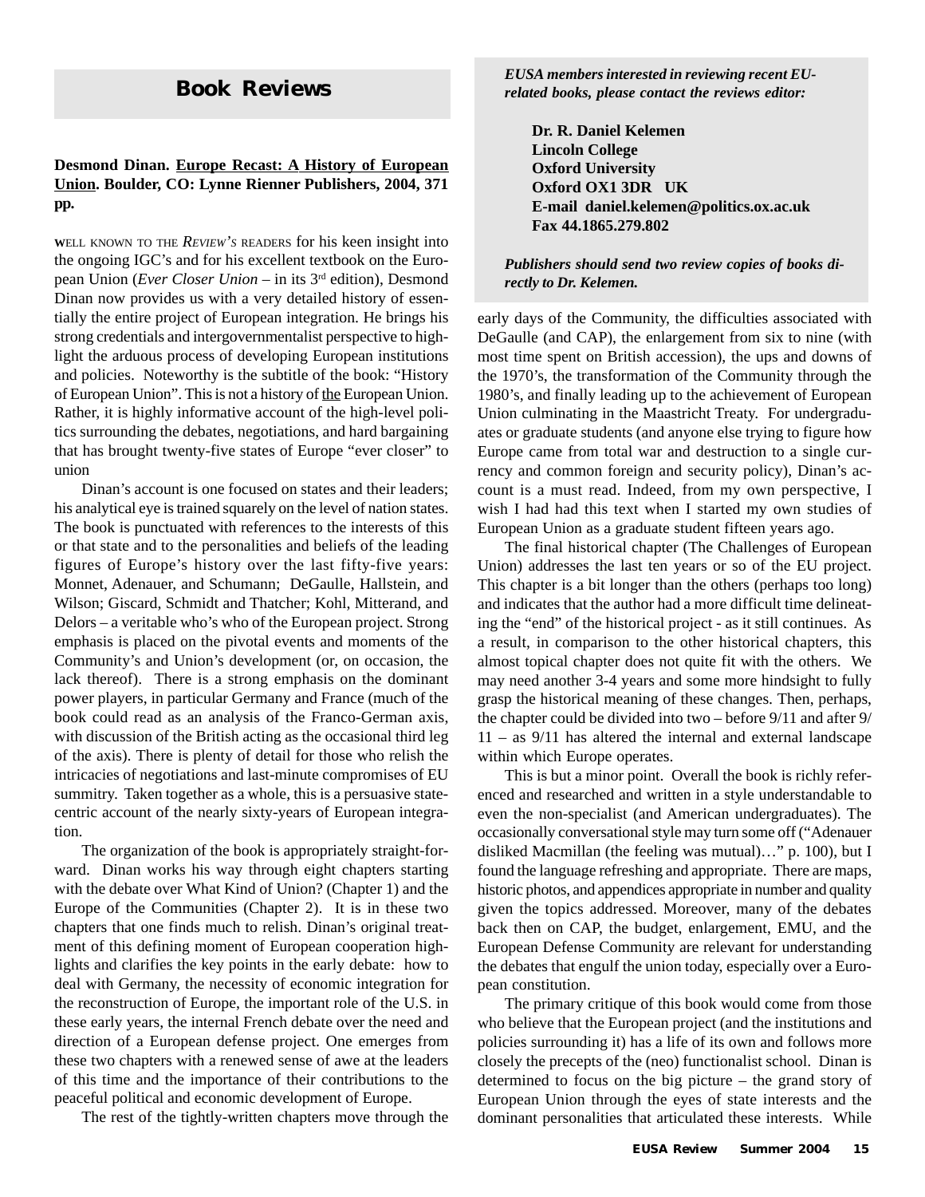# Book Reviews

*EUSA members interested in reviewing recent EU-related books, please contact the reviews editor:*

**Dr. R. Daniel Kelemen**
**Lincoln College**
**Oxford University**
**Oxford OX1 3DR UK**
**E-mail daniel.kelemen@politics.ox.ac.uk**
**Fax 44.1865.279.802**

***Publishers should send two review copies of books directly to Dr. Kelemen.***

**Desmond Dinan. Europe Recast: A History of European Union. Boulder, CO: Lynne Rienner Publishers, 2004, 371 pp.**

WELL KNOWN TO THE *REVIEW'S* READERS for his keen insight into the ongoing IGC's and for his excellent textbook on the European Union (*Ever Closer Union* – in its 3rd edition), Desmond Dinan now provides us with a very detailed history of essentially the entire project of European integration. He brings his strong credentials and intergovernmentalist perspective to highlight the arduous process of developing European institutions and policies. Noteworthy is the subtitle of the book: "History of European Union". This is not a history of the European Union. Rather, it is highly informative account of the high-level politics surrounding the debates, negotiations, and hard bargaining that has brought twenty-five states of Europe "ever closer" to union

Dinan's account is one focused on states and their leaders; his analytical eye is trained squarely on the level of nation states. The book is punctuated with references to the interests of this or that state and to the personalities and beliefs of the leading figures of Europe's history over the last fifty-five years: Monnet, Adenauer, and Schumann; DeGaulle, Hallstein, and Wilson; Giscard, Schmidt and Thatcher; Kohl, Mitterand, and Delors – a veritable who's who of the European project. Strong emphasis is placed on the pivotal events and moments of the Community's and Union's development (or, on occasion, the lack thereof). There is a strong emphasis on the dominant power players, in particular Germany and France (much of the book could read as an analysis of the Franco-German axis, with discussion of the British acting as the occasional third leg of the axis). There is plenty of detail for those who relish the intricacies of negotiations and last-minute compromises of EU summitry. Taken together as a whole, this is a persuasive state-centric account of the nearly sixty-years of European integration.

The organization of the book is appropriately straight-forward. Dinan works his way through eight chapters starting with the debate over What Kind of Union? (Chapter 1) and the Europe of the Communities (Chapter 2). It is in these two chapters that one finds much to relish. Dinan's original treatment of this defining moment of European cooperation highlights and clarifies the key points in the early debate: how to deal with Germany, the necessity of economic integration for the reconstruction of Europe, the important role of the U.S. in these early years, the internal French debate over the need and direction of a European defense project. One emerges from these two chapters with a renewed sense of awe at the leaders of this time and the importance of their contributions to the peaceful political and economic development of Europe.

The rest of the tightly-written chapters move through the early days of the Community, the difficulties associated with DeGaulle (and CAP), the enlargement from six to nine (with most time spent on British accession), the ups and downs of the 1970's, the transformation of the Community through the 1980's, and finally leading up to the achievement of European Union culminating in the Maastricht Treaty. For undergraduates or graduate students (and anyone else trying to figure how Europe came from total war and destruction to a single currency and common foreign and security policy), Dinan's account is a must read. Indeed, from my own perspective, I wish I had had this text when I started my own studies of European Union as a graduate student fifteen years ago.

The final historical chapter (The Challenges of European Union) addresses the last ten years or so of the EU project. This chapter is a bit longer than the others (perhaps too long) and indicates that the author had a more difficult time delineating the "end" of the historical project - as it still continues. As a result, in comparison to the other historical chapters, this almost topical chapter does not quite fit with the others. We may need another 3-4 years and some more hindsight to fully grasp the historical meaning of these changes. Then, perhaps, the chapter could be divided into two – before 9/11 and after 9/11 – as 9/11 has altered the internal and external landscape within which Europe operates.

This is but a minor point. Overall the book is richly referenced and researched and written in a style understandable to even the non-specialist (and American undergraduates). The occasionally conversational style may turn some off ("Adenauer disliked Macmillan (the feeling was mutual)…" p. 100), but I found the language refreshing and appropriate. There are maps, historic photos, and appendices appropriate in number and quality given the topics addressed. Moreover, many of the debates back then on CAP, the budget, enlargement, EMU, and the European Defense Community are relevant for understanding the debates that engulf the union today, especially over a European constitution.

The primary critique of this book would come from those who believe that the European project (and the institutions and policies surrounding it) has a life of its own and follows more closely the precepts of the (neo) functionalist school. Dinan is determined to focus on the big picture – the grand story of European Union through the eyes of state interests and the dominant personalities that articulated these interests. While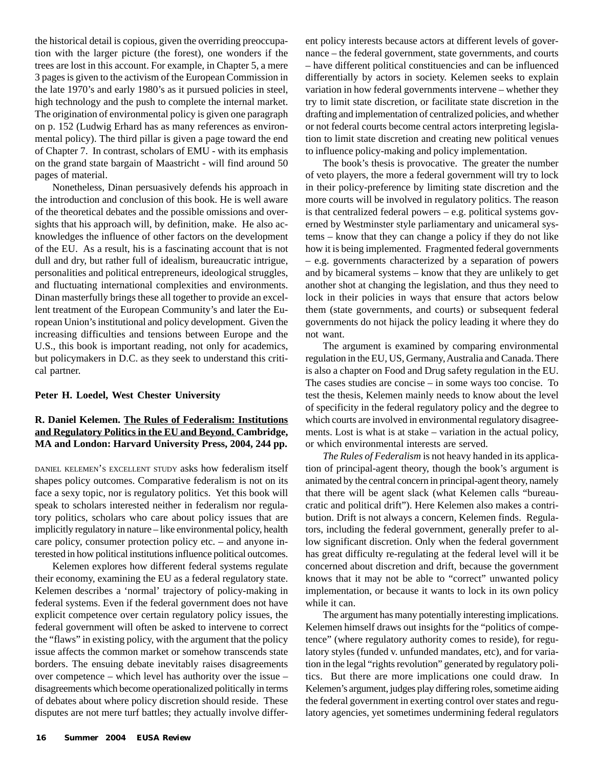the historical detail is copious, given the overriding preoccupation with the larger picture (the forest), one wonders if the trees are lost in this account. For example, in Chapter 5, a mere 3 pages is given to the activism of the European Commission in the late 1970's and early 1980's as it pursued policies in steel, high technology and the push to complete the internal market. The origination of environmental policy is given one paragraph on p. 152 (Ludwig Erhard has as many references as environmental policy). The third pillar is given a page toward the end of Chapter 7. In contrast, scholars of EMU - with its emphasis on the grand state bargain of Maastricht - will find around 50 pages of material.

Nonetheless, Dinan persuasively defends his approach in the introduction and conclusion of this book. He is well aware of the theoretical debates and the possible omissions and oversights that his approach will, by definition, make. He also acknowledges the influence of other factors on the development of the EU. As a result, his is a fascinating account that is not dull and dry, but rather full of idealism, bureaucratic intrigue, personalities and political entrepreneurs, ideological struggles, and fluctuating international complexities and environments. Dinan masterfully brings these all together to provide an excellent treatment of the European Community's and later the European Union's institutional and policy development. Given the increasing difficulties and tensions between Europe and the U.S., this book is important reading, not only for academics, but policymakers in D.C. as they seek to understand this critical partner.

**Peter H. Loedel, West Chester University**

**R. Daniel Kelemen. The Rules of Federalism: Institutions and Regulatory Politics in the EU and Beyond. Cambridge, MA and London: Harvard University Press, 2004, 244 pp.**

DANIEL KELEMEN'S EXCELLENT STUDY asks how federalism itself shapes policy outcomes. Comparative federalism is not on its face a sexy topic, nor is regulatory politics. Yet this book will speak to scholars interested neither in federalism nor regulatory politics, scholars who care about policy issues that are implicitly regulatory in nature – like environmental policy, health care policy, consumer protection policy etc. – and anyone interested in how political institutions influence political outcomes.

Kelemen explores how different federal systems regulate their economy, examining the EU as a federal regulatory state. Kelemen describes a 'normal' trajectory of policy-making in federal systems. Even if the federal government does not have explicit competence over certain regulatory policy issues, the federal government will often be asked to intervene to correct the "flaws" in existing policy, with the argument that the policy issue affects the common market or somehow transcends state borders. The ensuing debate inevitably raises disagreements over competence – which level has authority over the issue – disagreements which become operationalized politically in terms of debates about where policy discretion should reside. These disputes are not mere turf battles; they actually involve different policy interests because actors at different levels of governance – the federal government, state governments, and courts – have different political constituencies and can be influenced differentially by actors in society. Kelemen seeks to explain variation in how federal governments intervene – whether they try to limit state discretion, or facilitate state discretion in the drafting and implementation of centralized policies, and whether or not federal courts become central actors interpreting legislation to limit state discretion and creating new political venues to influence policy-making and policy implementation.

The book's thesis is provocative. The greater the number of veto players, the more a federal government will try to lock in their policy-preference by limiting state discretion and the more courts will be involved in regulatory politics. The reason is that centralized federal powers – e.g. political systems governed by Westminster style parliamentary and unicameral systems – know that they can change a policy if they do not like how it is being implemented. Fragmented federal governments – e.g. governments characterized by a separation of powers and by bicameral systems – know that they are unlikely to get another shot at changing the legislation, and thus they need to lock in their policies in ways that ensure that actors below them (state governments, and courts) or subsequent federal governments do not hijack the policy leading it where they do not want.

The argument is examined by comparing environmental regulation in the EU, US, Germany, Australia and Canada. There is also a chapter on Food and Drug safety regulation in the EU. The cases studies are concise – in some ways too concise. To test the thesis, Kelemen mainly needs to know about the level of specificity in the federal regulatory policy and the degree to which courts are involved in environmental regulatory disagreements. Lost is what is at stake – variation in the actual policy, or which environmental interests are served.

*The Rules of Federalism* is not heavy handed in its application of principal-agent theory, though the book's argument is animated by the central concern in principal-agent theory, namely that there will be agent slack (what Kelemen calls "bureaucratic and political drift"). Here Kelemen also makes a contribution. Drift is not always a concern, Kelemen finds. Regulators, including the federal government, generally prefer to allow significant discretion. Only when the federal government has great difficulty re-regulating at the federal level will it be concerned about discretion and drift, because the government knows that it may not be able to "correct" unwanted policy implementation, or because it wants to lock in its own policy while it can.

The argument has many potentially interesting implications. Kelemen himself draws out insights for the "politics of competence" (where regulatory authority comes to reside), for regulatory styles (funded v. unfunded mandates, etc), and for variation in the legal "rights revolution" generated by regulatory politics. But there are more implications one could draw. In Kelemen's argument, judges play differing roles, sometime aiding the federal government in exerting control over states and regulatory agencies, yet sometimes undermining federal regulators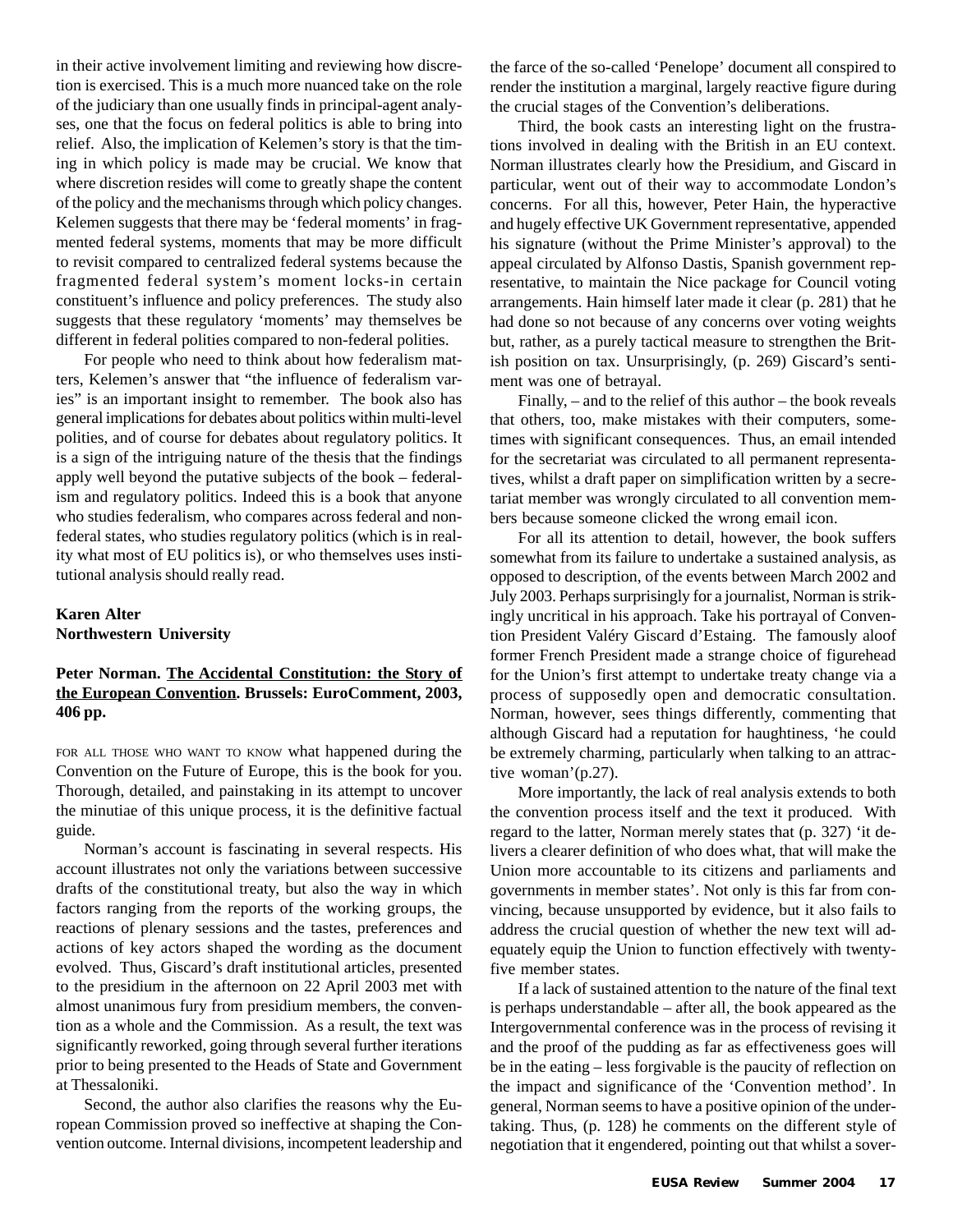in their active involvement limiting and reviewing how discretion is exercised. This is a much more nuanced take on the role of the judiciary than one usually finds in principal-agent analyses, one that the focus on federal politics is able to bring into relief. Also, the implication of Kelemen's story is that the timing in which policy is made may be crucial. We know that where discretion resides will come to greatly shape the content of the policy and the mechanisms through which policy changes. Kelemen suggests that there may be 'federal moments' in fragmented federal systems, moments that may be more difficult to revisit compared to centralized federal systems because the fragmented federal system's moment locks-in certain constituent's influence and policy preferences. The study also suggests that these regulatory 'moments' may themselves be different in federal polities compared to non-federal polities.

For people who need to think about how federalism matters, Kelemen's answer that "the influence of federalism varies" is an important insight to remember. The book also has general implications for debates about politics within multi-level polities, and of course for debates about regulatory politics. It is a sign of the intriguing nature of the thesis that the findings apply well beyond the putative subjects of the book – federalism and regulatory politics. Indeed this is a book that anyone who studies federalism, who compares across federal and non-federal states, who studies regulatory politics (which is in reality what most of EU politics is), or who themselves uses institutional analysis should really read.

**Karen Alter**
**Northwestern University**

**Peter Norman. <u>The Accidental Constitution: the Story of the European Convention</u>. Brussels: EuroComment, 2003, 406 pp.**

FOR ALL THOSE WHO WANT TO KNOW what happened during the Convention on the Future of Europe, this is the book for you. Thorough, detailed, and painstaking in its attempt to uncover the minutiae of this unique process, it is the definitive factual guide.

Norman's account is fascinating in several respects. His account illustrates not only the variations between successive drafts of the constitutional treaty, but also the way in which factors ranging from the reports of the working groups, the reactions of plenary sessions and the tastes, preferences and actions of key actors shaped the wording as the document evolved. Thus, Giscard's draft institutional articles, presented to the presidium in the afternoon on 22 April 2003 met with almost unanimous fury from presidium members, the convention as a whole and the Commission. As a result, the text was significantly reworked, going through several further iterations prior to being presented to the Heads of State and Government at Thessaloniki.

Second, the author also clarifies the reasons why the European Commission proved so ineffective at shaping the Convention outcome. Internal divisions, incompetent leadership and the farce of the so-called 'Penelope' document all conspired to render the institution a marginal, largely reactive figure during the crucial stages of the Convention's deliberations.

Third, the book casts an interesting light on the frustrations involved in dealing with the British in an EU context. Norman illustrates clearly how the Presidium, and Giscard in particular, went out of their way to accommodate London's concerns. For all this, however, Peter Hain, the hyperactive and hugely effective UK Government representative, appended his signature (without the Prime Minister's approval) to the appeal circulated by Alfonso Dastis, Spanish government representative, to maintain the Nice package for Council voting arrangements. Hain himself later made it clear (p. 281) that he had done so not because of any concerns over voting weights but, rather, as a purely tactical measure to strengthen the British position on tax. Unsurprisingly, (p. 269) Giscard's sentiment was one of betrayal.

Finally, – and to the relief of this author – the book reveals that others, too, make mistakes with their computers, sometimes with significant consequences. Thus, an email intended for the secretariat was circulated to all permanent representatives, whilst a draft paper on simplification written by a secretariat member was wrongly circulated to all convention members because someone clicked the wrong email icon.

For all its attention to detail, however, the book suffers somewhat from its failure to undertake a sustained analysis, as opposed to description, of the events between March 2002 and July 2003. Perhaps surprisingly for a journalist, Norman is strikingly uncritical in his approach. Take his portrayal of Convention President Valéry Giscard d'Estaing. The famously aloof former French President made a strange choice of figurehead for the Union's first attempt to undertake treaty change via a process of supposedly open and democratic consultation. Norman, however, sees things differently, commenting that although Giscard had a reputation for haughtiness, 'he could be extremely charming, particularly when talking to an attractive woman'(p.27).

More importantly, the lack of real analysis extends to both the convention process itself and the text it produced. With regard to the latter, Norman merely states that (p. 327) 'it delivers a clearer definition of who does what, that will make the Union more accountable to its citizens and parliaments and governments in member states'. Not only is this far from convincing, because unsupported by evidence, but it also fails to address the crucial question of whether the new text will adequately equip the Union to function effectively with twenty-five member states.

If a lack of sustained attention to the nature of the final text is perhaps understandable – after all, the book appeared as the Intergovernmental conference was in the process of revising it and the proof of the pudding as far as effectiveness goes will be in the eating – less forgivable is the paucity of reflection on the impact and significance of the 'Convention method'. In general, Norman seems to have a positive opinion of the undertaking. Thus, (p. 128) he comments on the different style of negotiation that it engendered, pointing out that whilst a sover-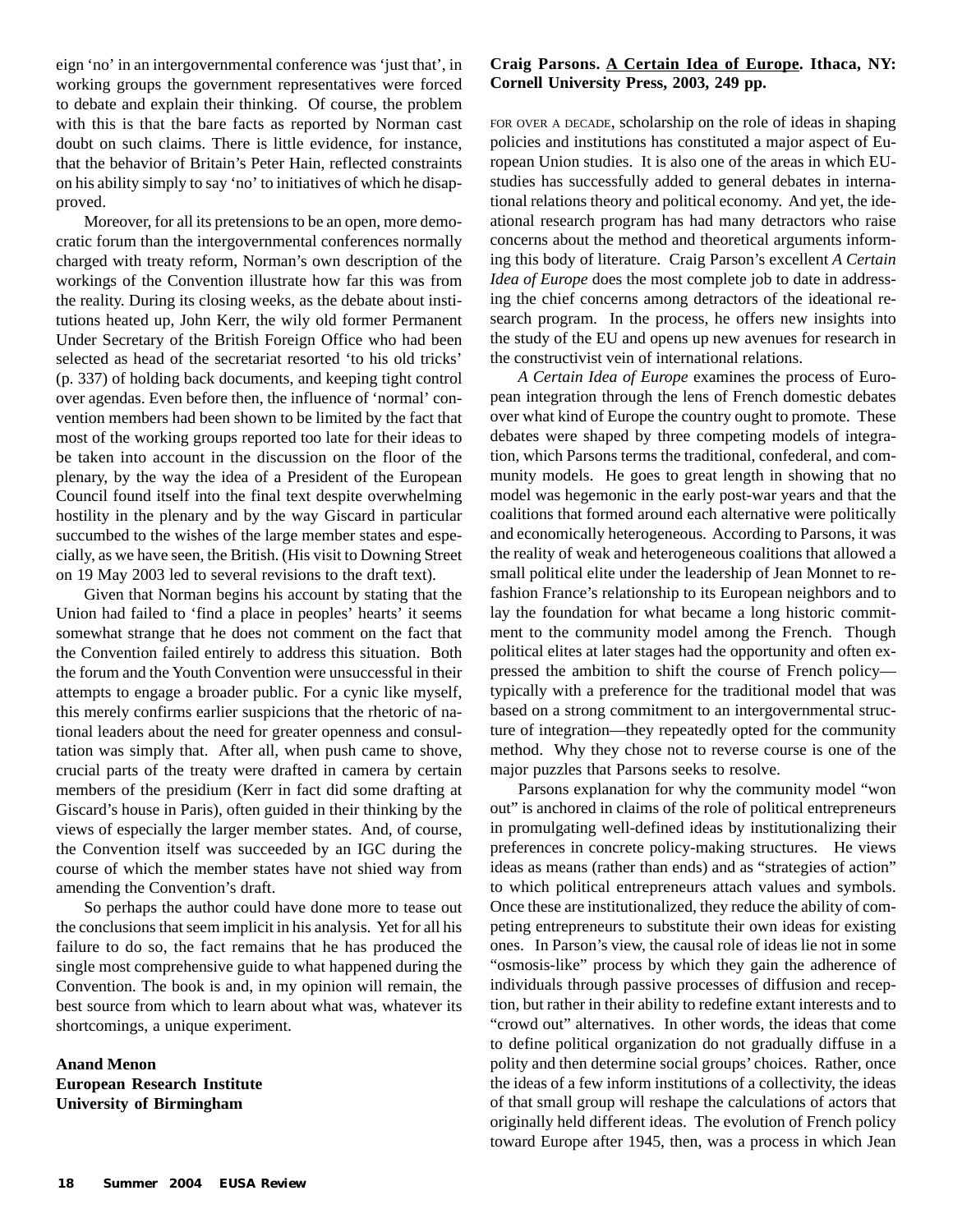eign 'no' in an intergovernmental conference was 'just that', in working groups the government representatives were forced to debate and explain their thinking. Of course, the problem with this is that the bare facts as reported by Norman cast doubt on such claims. There is little evidence, for instance, that the behavior of Britain's Peter Hain, reflected constraints on his ability simply to say 'no' to initiatives of which he disapproved.

Moreover, for all its pretensions to be an open, more democratic forum than the intergovernmental conferences normally charged with treaty reform, Norman's own description of the workings of the Convention illustrate how far this was from the reality. During its closing weeks, as the debate about institutions heated up, John Kerr, the wily old former Permanent Under Secretary of the British Foreign Office who had been selected as head of the secretariat resorted 'to his old tricks' (p. 337) of holding back documents, and keeping tight control over agendas. Even before then, the influence of 'normal' convention members had been shown to be limited by the fact that most of the working groups reported too late for their ideas to be taken into account in the discussion on the floor of the plenary, by the way the idea of a President of the European Council found itself into the final text despite overwhelming hostility in the plenary and by the way Giscard in particular succumbed to the wishes of the large member states and especially, as we have seen, the British. (His visit to Downing Street on 19 May 2003 led to several revisions to the draft text).

Given that Norman begins his account by stating that the Union had failed to 'find a place in peoples' hearts' it seems somewhat strange that he does not comment on the fact that the Convention failed entirely to address this situation. Both the forum and the Youth Convention were unsuccessful in their attempts to engage a broader public. For a cynic like myself, this merely confirms earlier suspicions that the rhetoric of national leaders about the need for greater openness and consultation was simply that. After all, when push came to shove, crucial parts of the treaty were drafted in camera by certain members of the presidium (Kerr in fact did some drafting at Giscard's house in Paris), often guided in their thinking by the views of especially the larger member states. And, of course, the Convention itself was succeeded by an IGC during the course of which the member states have not shied way from amending the Convention's draft.

So perhaps the author could have done more to tease out the conclusions that seem implicit in his analysis. Yet for all his failure to do so, the fact remains that he has produced the single most comprehensive guide to what happened during the Convention. The book is and, in my opinion will remain, the best source from which to learn about what was, whatever its shortcomings, a unique experiment.

**Anand Menon**
**European Research Institute**
**University of Birmingham**

**Craig Parsons. A Certain Idea of Europe. Ithaca, NY: Cornell University Press, 2003, 249 pp.**

FOR OVER A DECADE, scholarship on the role of ideas in shaping policies and institutions has constituted a major aspect of European Union studies. It is also one of the areas in which EU-studies has successfully added to general debates in international relations theory and political economy. And yet, the ideational research program has had many detractors who raise concerns about the method and theoretical arguments informing this body of literature. Craig Parson's excellent *A Certain Idea of Europe* does the most complete job to date in addressing the chief concerns among detractors of the ideational research program. In the process, he offers new insights into the study of the EU and opens up new avenues for research in the constructivist vein of international relations.

*A Certain Idea of Europe* examines the process of European integration through the lens of French domestic debates over what kind of Europe the country ought to promote. These debates were shaped by three competing models of integration, which Parsons terms the traditional, confederal, and community models. He goes to great length in showing that no model was hegemonic in the early post-war years and that the coalitions that formed around each alternative were politically and economically heterogeneous. According to Parsons, it was the reality of weak and heterogeneous coalitions that allowed a small political elite under the leadership of Jean Monnet to refashion France's relationship to its European neighbors and to lay the foundation for what became a long historic commitment to the community model among the French. Though political elites at later stages had the opportunity and often expressed the ambition to shift the course of French policy—typically with a preference for the traditional model that was based on a strong commitment to an intergovernmental structure of integration—they repeatedly opted for the community method. Why they chose not to reverse course is one of the major puzzles that Parsons seeks to resolve.

Parsons explanation for why the community model "won out" is anchored in claims of the role of political entrepreneurs in promulgating well-defined ideas by institutionalizing their preferences in concrete policy-making structures. He views ideas as means (rather than ends) and as "strategies of action" to which political entrepreneurs attach values and symbols. Once these are institutionalized, they reduce the ability of competing entrepreneurs to substitute their own ideas for existing ones. In Parson's view, the causal role of ideas lie not in some "osmosis-like" process by which they gain the adherence of individuals through passive processes of diffusion and reception, but rather in their ability to redefine extant interests and to "crowd out" alternatives. In other words, the ideas that come to define political organization do not gradually diffuse in a polity and then determine social groups' choices. Rather, once the ideas of a few inform institutions of a collectivity, the ideas of that small group will reshape the calculations of actors that originally held different ideas. The evolution of French policy toward Europe after 1945, then, was a process in which Jean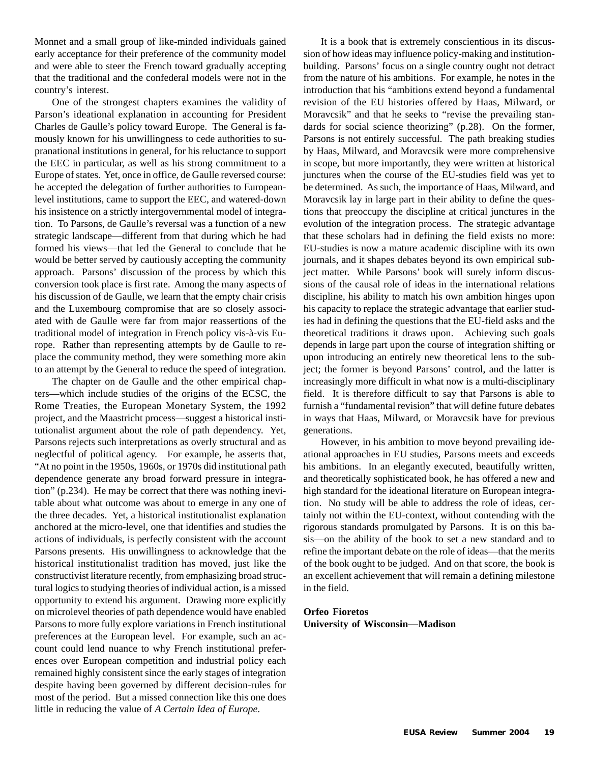Monnet and a small group of like-minded individuals gained early acceptance for their preference of the community model and were able to steer the French toward gradually accepting that the traditional and the confederal models were not in the country's interest.

One of the strongest chapters examines the validity of Parson's ideational explanation in accounting for President Charles de Gaulle's policy toward Europe. The General is famously known for his unwillingness to cede authorities to supranational institutions in general, for his reluctance to support the EEC in particular, as well as his strong commitment to a Europe of states. Yet, once in office, de Gaulle reversed course: he accepted the delegation of further authorities to European-level institutions, came to support the EEC, and watered-down his insistence on a strictly intergovernmental model of integration. To Parsons, de Gaulle's reversal was a function of a new strategic landscape—different from that during which he had formed his views—that led the General to conclude that he would be better served by cautiously accepting the community approach. Parsons' discussion of the process by which this conversion took place is first rate. Among the many aspects of his discussion of de Gaulle, we learn that the empty chair crisis and the Luxembourg compromise that are so closely associated with de Gaulle were far from major reassertions of the traditional model of integration in French policy vis-à-vis Europe. Rather than representing attempts by de Gaulle to replace the community method, they were something more akin to an attempt by the General to reduce the speed of integration.

The chapter on de Gaulle and the other empirical chapters—which include studies of the origins of the ECSC, the Rome Treaties, the European Monetary System, the 1992 project, and the Maastricht process—suggest a historical institutionalist argument about the role of path dependency. Yet, Parsons rejects such interpretations as overly structural and as neglectful of political agency. For example, he asserts that, "At no point in the 1950s, 1960s, or 1970s did institutional path dependence generate any broad forward pressure in integration" (p.234). He may be correct that there was nothing inevitable about what outcome was about to emerge in any one of the three decades. Yet, a historical institutionalist explanation anchored at the micro-level, one that identifies and studies the actions of individuals, is perfectly consistent with the account Parsons presents. His unwillingness to acknowledge that the historical institutionalist tradition has moved, just like the constructivist literature recently, from emphasizing broad structural logics to studying theories of individual action, is a missed opportunity to extend his argument. Drawing more explicitly on microlevel theories of path dependence would have enabled Parsons to more fully explore variations in French institutional preferences at the European level. For example, such an account could lend nuance to why French institutional preferences over European competition and industrial policy each remained highly consistent since the early stages of integration despite having been governed by different decision-rules for most of the period. But a missed connection like this one does little in reducing the value of *A Certain Idea of Europe*.

It is a book that is extremely conscientious in its discussion of how ideas may influence policy-making and institution-building. Parsons' focus on a single country ought not detract from the nature of his ambitions. For example, he notes in the introduction that his "ambitions extend beyond a fundamental revision of the EU histories offered by Haas, Milward, or Moravcsik" and that he seeks to "revise the prevailing standards for social science theorizing" (p.28). On the former, Parsons is not entirely successful. The path breaking studies by Haas, Milward, and Moravcsik were more comprehensive in scope, but more importantly, they were written at historical junctures when the course of the EU-studies field was yet to be determined. As such, the importance of Haas, Milward, and Moravcsik lay in large part in their ability to define the questions that preoccupy the discipline at critical junctures in the evolution of the integration process. The strategic advantage that these scholars had in defining the field exists no more: EU-studies is now a mature academic discipline with its own journals, and it shapes debates beyond its own empirical subject matter. While Parsons' book will surely inform discussions of the causal role of ideas in the international relations discipline, his ability to match his own ambition hinges upon his capacity to replace the strategic advantage that earlier studies had in defining the questions that the EU-field asks and the theoretical traditions it draws upon. Achieving such goals depends in large part upon the course of integration shifting or upon introducing an entirely new theoretical lens to the subject; the former is beyond Parsons' control, and the latter is increasingly more difficult in what now is a multi-disciplinary field. It is therefore difficult to say that Parsons is able to furnish a "fundamental revision" that will define future debates in ways that Haas, Milward, or Moravcsik have for previous generations.

However, in his ambition to move beyond prevailing ideational approaches in EU studies, Parsons meets and exceeds his ambitions. In an elegantly executed, beautifully written, and theoretically sophisticated book, he has offered a new and high standard for the ideational literature on European integration. No study will be able to address the role of ideas, certainly not within the EU-context, without contending with the rigorous standards promulgated by Parsons. It is on this basis—on the ability of the book to set a new standard and to refine the important debate on the role of ideas—that the merits of the book ought to be judged. And on that score, the book is an excellent achievement that will remain a defining milestone in the field.

**Orfeo Fioretos**
**University of Wisconsin—Madison**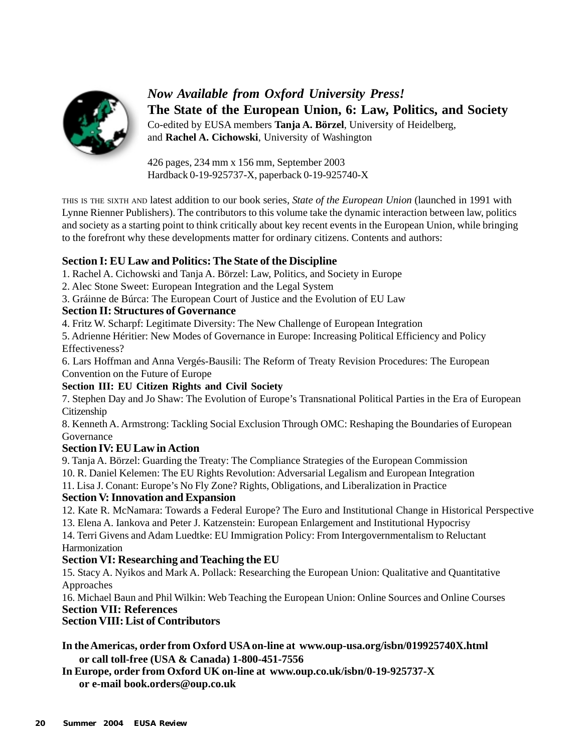*Now Available from Oxford University Press!*

**The State of the European Union, 6: Law, Politics, and Society**

Co-edited by EUSA members **Tanja A. Börzel**, University of Heidelberg, and **Rachel A. Cichowski**, University of Washington

426 pages, 234 mm x 156 mm, September 2003
Hardback 0-19-925737-X, paperback 0-19-925740-X

THIS IS THE SIXTH AND latest addition to our book series, *State of the European Union* (launched in 1991 with Lynne Rienner Publishers). The contributors to this volume take the dynamic interaction between law, politics and society as a starting point to think critically about key recent events in the European Union, while bringing to the forefront why these developments matter for ordinary citizens. Contents and authors:

**Section I: EU Law and Politics: The State of the Discipline**

1. Rachel A. Cichowski and Tanja A. Börzel: Law, Politics, and Society in Europe
2. Alec Stone Sweet: European Integration and the Legal System
3. Gráinne de Búrca: The European Court of Justice and the Evolution of EU Law

**Section II: Structures of Governance**

4. Fritz W. Scharpf: Legitimate Diversity: The New Challenge of European Integration
5. Adrienne Héritier: New Modes of Governance in Europe: Increasing Political Efficiency and Policy Effectiveness?
6. Lars Hoffman and Anna Vergés-Bausili: The Reform of Treaty Revision Procedures: The European Convention on the Future of Europe

**Section III: EU Citizen Rights and Civil Society**

7. Stephen Day and Jo Shaw: The Evolution of Europe's Transnational Political Parties in the Era of European Citizenship
8. Kenneth A. Armstrong: Tackling Social Exclusion Through OMC: Reshaping the Boundaries of European Governance

**Section IV: EU Law in Action**

9. Tanja A. Börzel: Guarding the Treaty: The Compliance Strategies of the European Commission
10. R. Daniel Kelemen: The EU Rights Revolution: Adversarial Legalism and European Integration
11. Lisa J. Conant: Europe's No Fly Zone? Rights, Obligations, and Liberalization in Practice

**Section V: Innovation and Expansion**

12. Kate R. McNamara: Towards a Federal Europe? The Euro and Institutional Change in Historical Perspective
13. Elena A. Iankova and Peter J. Katzenstein: European Enlargement and Institutional Hypocrisy
14. Terri Givens and Adam Luedtke: EU Immigration Policy: From Intergovernmentalism to Reluctant Harmonization

**Section VI: Researching and Teaching the EU**

15. Stacy A. Nyikos and Mark A. Pollack: Researching the European Union: Qualitative and Quantitative Approaches
16. Michael Baun and Phil Wilkin: Web Teaching the European Union: Online Sources and Online Courses

**Section VII: References**

**Section VIII: List of Contributors**

**In the Americas, order from Oxford USA on-line at www.oup-usa.org/isbn/019925740X.html or call toll-free (USA & Canada) 1-800-451-7556**

**In Europe, order from Oxford UK on-line at www.oup.co.uk/isbn/0-19-925737-X or e-mail book.orders@oup.co.uk**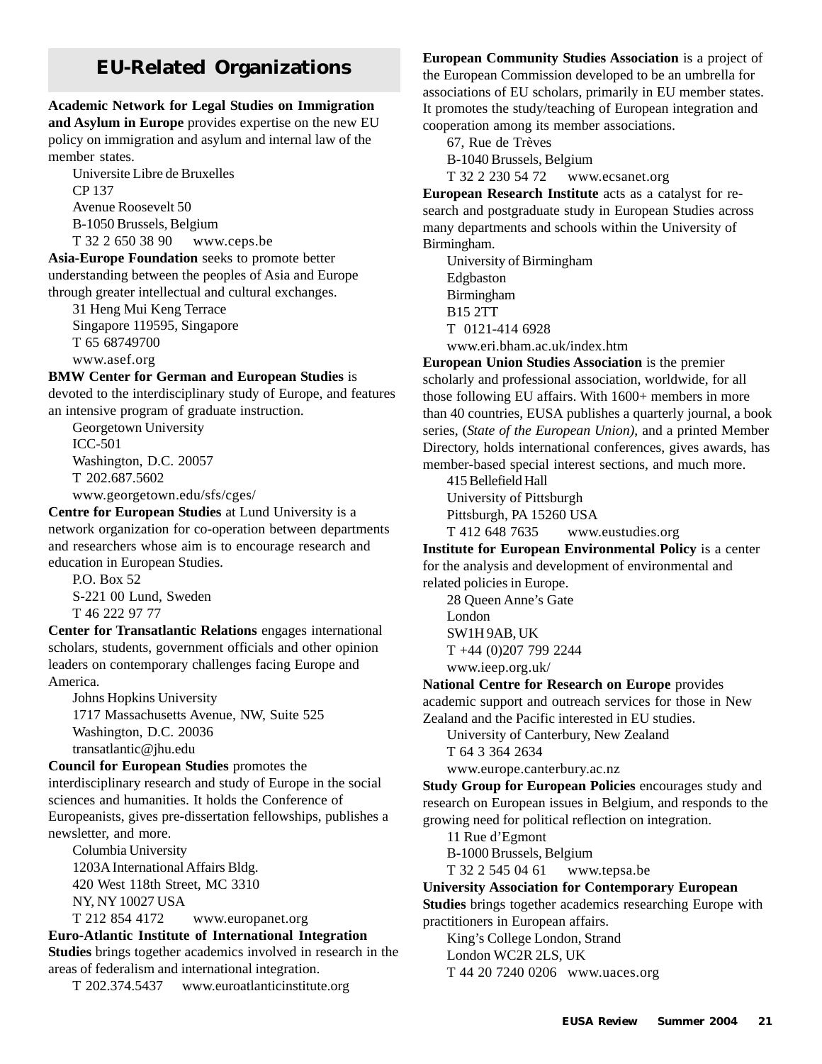# EU-Related Organizations

**Academic Network for Legal Studies on Immigration and Asylum in Europe** provides expertise on the new EU policy on immigration and asylum and internal law of the member states.

Universite Libre de Bruxelles
CP 137
Avenue Roosevelt 50
B-1050 Brussels, Belgium
T 32 2 650 38 90 www.ceps.be

**Asia-Europe Foundation** seeks to promote better understanding between the peoples of Asia and Europe through greater intellectual and cultural exchanges.

31 Heng Mui Keng Terrace
Singapore 119595, Singapore
T 65 68749700
www.asef.org

**BMW Center for German and European Studies** is devoted to the interdisciplinary study of Europe, and features an intensive program of graduate instruction.

Georgetown University
ICC-501
Washington, D.C. 20057
T 202.687.5602
www.georgetown.edu/sfs/cges/

**Centre for European Studies** at Lund University is a network organization for co-operation between departments and researchers whose aim is to encourage research and education in European Studies.

P.O. Box 52
S-221 00 Lund, Sweden
T 46 222 97 77

**Center for Transatlantic Relations** engages international scholars, students, government officials and other opinion leaders on contemporary challenges facing Europe and America.

Johns Hopkins University
1717 Massachusetts Avenue, NW, Suite 525
Washington, D.C. 20036
transatlantic@jhu.edu

**Council for European Studies** promotes the interdisciplinary research and study of Europe in the social sciences and humanities. It holds the Conference of Europeanists, gives pre-dissertation fellowships, publishes a newsletter, and more.

Columbia University
1203A International Affairs Bldg.
420 West 118th Street, MC 3310
NY, NY 10027 USA
T 212 854 4172 www.europanet.org

**Euro-Atlantic Institute of International Integration Studies** brings together academics involved in research in the areas of federalism and international integration.

T 202.374.5437 www.euroatlanticinstitute.org

**European Community Studies Association** is a project of the European Commission developed to be an umbrella for associations of EU scholars, primarily in EU member states. It promotes the study/teaching of European integration and cooperation among its member associations.

67, Rue de Trèves
B-1040 Brussels, Belgium
T 32 2 230 54 72 www.ecsanet.org

**European Research Institute** acts as a catalyst for research and postgraduate study in European Studies across many departments and schools within the University of Birmingham.

University of Birmingham
Edgbaston
Birmingham
B15 2TT
T 0121-414 6928
www.eri.bham.ac.uk/index.htm

**European Union Studies Association** is the premier scholarly and professional association, worldwide, for all those following EU affairs. With 1600+ members in more than 40 countries, EUSA publishes a quarterly journal, a book series, (*State of the European Union)*, and a printed Member Directory, holds international conferences, gives awards, has member-based special interest sections, and much more.

415 Bellefield Hall
University of Pittsburgh
Pittsburgh, PA 15260 USA
T 412 648 7635 www.eustudies.org

**Institute for European Environmental Policy** is a center for the analysis and development of environmental and related policies in Europe.

28 Queen Anne's Gate
London
SW1H 9AB, UK
T +44 (0)207 799 2244
www.ieep.org.uk/

**National Centre for Research on Europe** provides academic support and outreach services for those in New Zealand and the Pacific interested in EU studies.

University of Canterbury, New Zealand
T 64 3 364 2634
www.europe.canterbury.ac.nz

**Study Group for European Policies** encourages study and research on European issues in Belgium, and responds to the growing need for political reflection on integration.

11 Rue d'Egmont
B-1000 Brussels, Belgium
T 32 2 545 04 61 www.tepsa.be

**University Association for Contemporary European Studies** brings together academics researching Europe with practitioners in European affairs.

King's College London, Strand
London WC2R 2LS, UK
T 44 20 7240 0206 www.uaces.org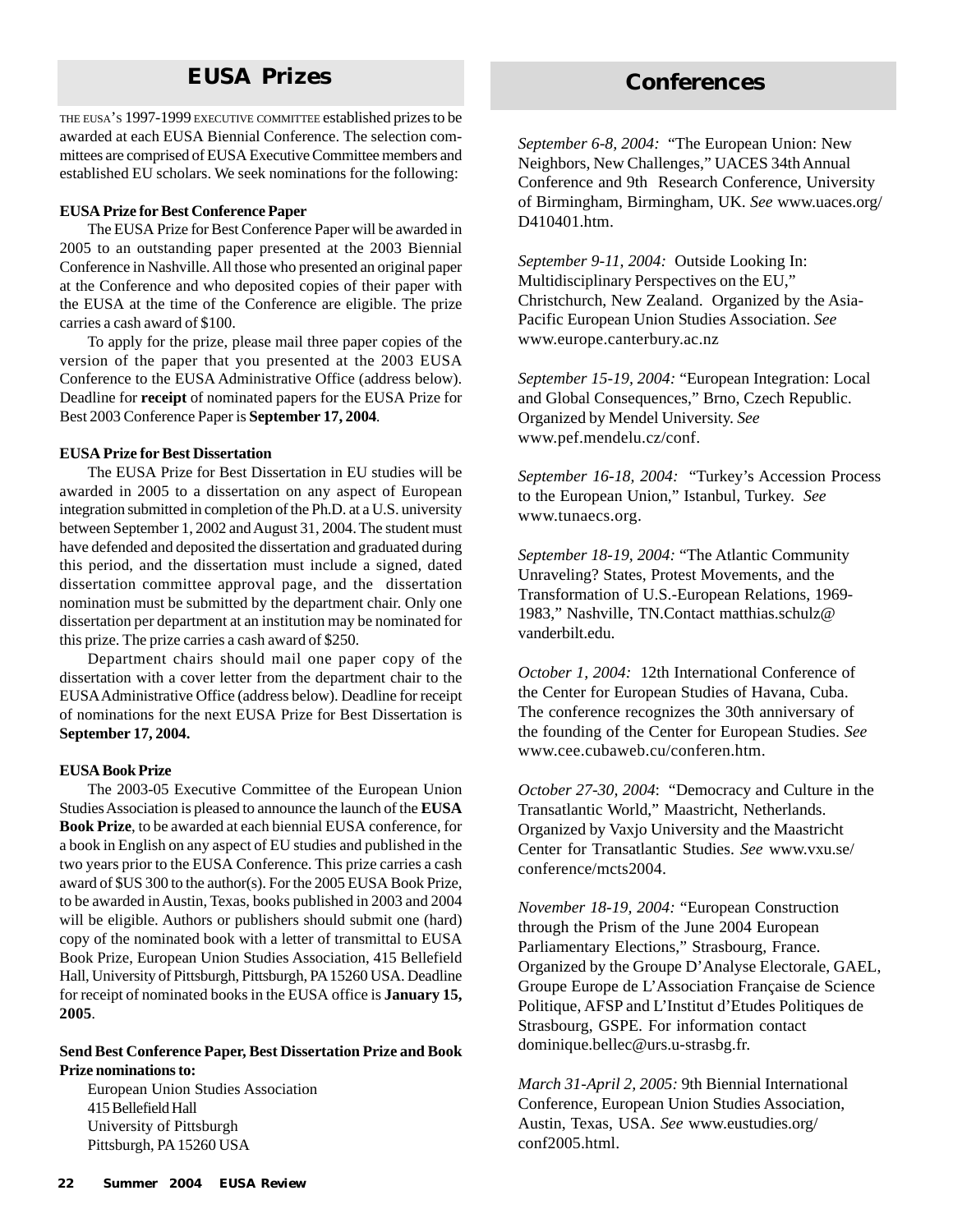## EUSA Prizes

THE EUSA'S 1997-1999 EXECUTIVE COMMITTEE established prizes to be awarded at each EUSA Biennial Conference. The selection committees are comprised of EUSA Executive Committee members and established EU scholars. We seek nominations for the following:

**EUSA Prize for Best Conference Paper**

The EUSA Prize for Best Conference Paper will be awarded in 2005 to an outstanding paper presented at the 2003 Biennial Conference in Nashville. All those who presented an original paper at the Conference and who deposited copies of their paper with the EUSA at the time of the Conference are eligible. The prize carries a cash award of $100.

To apply for the prize, please mail three paper copies of the version of the paper that you presented at the 2003 EUSA Conference to the EUSA Administrative Office (address below). Deadline for **receipt** of nominated papers for the EUSA Prize for Best 2003 Conference Paper is **September 17, 2004**.

**EUSA Prize for Best Dissertation**

The EUSA Prize for Best Dissertation in EU studies will be awarded in 2005 to a dissertation on any aspect of European integration submitted in completion of the Ph.D. at a U.S. university between September 1, 2002 and August 31, 2004. The student must have defended and deposited the dissertation and graduated during this period, and the dissertation must include a signed, dated dissertation committee approval page, and the dissertation nomination must be submitted by the department chair. Only one dissertation per department at an institution may be nominated for this prize. The prize carries a cash award of $250.

Department chairs should mail one paper copy of the dissertation with a cover letter from the department chair to the EUSA Administrative Office (address below). Deadline for receipt of nominations for the next EUSA Prize for Best Dissertation is **September 17, 2004.**

**EUSA Book Prize**

The 2003-05 Executive Committee of the European Union Studies Association is pleased to announce the launch of the **EUSA Book Prize**, to be awarded at each biennial EUSA conference, for a book in English on any aspect of EU studies and published in the two years prior to the EUSA Conference. This prize carries a cash award of $US 300 to the author(s). For the 2005 EUSA Book Prize, to be awarded in Austin, Texas, books published in 2003 and 2004 will be eligible. Authors or publishers should submit one (hard) copy of the nominated book with a letter of transmittal to EUSA Book Prize, European Union Studies Association, 415 Bellefield Hall, University of Pittsburgh, Pittsburgh, PA 15260 USA. Deadline for receipt of nominated books in the EUSA office is **January 15, 2005**.

**Send Best Conference Paper, Best Dissertation Prize and Book Prize nominations to:**

European Union Studies Association
415 Bellefield Hall
University of Pittsburgh
Pittsburgh, PA 15260 USA

## Conferences

*September 6-8, 2004:* "The European Union: New Neighbors, New Challenges," UACES 34th Annual Conference and 9th Research Conference, University of Birmingham, Birmingham, UK. *See* www.uaces.org/D410401.htm.

*September 9-11, 2004:* Outside Looking In: Multidisciplinary Perspectives on the EU," Christchurch, New Zealand. Organized by the Asia-Pacific European Union Studies Association. *See* www.europe.canterbury.ac.nz

*September 15-19, 2004:* "European Integration: Local and Global Consequences," Brno, Czech Republic. Organized by Mendel University. *See* www.pef.mendelu.cz/conf.

*September 16-18, 2004:* "Turkey's Accession Process to the European Union," Istanbul, Turkey. *See* www.tunaecs.org.

*September 18-19, 2004:* "The Atlantic Community Unraveling? States, Protest Movements, and the Transformation of U.S.-European Relations, 1969-1983," Nashville, TN.Contact matthias.schulz@vanderbilt.edu.

*October 1, 2004:* 12th International Conference of the Center for European Studies of Havana, Cuba. The conference recognizes the 30th anniversary of the founding of the Center for European Studies. *See* www.cee.cubaweb.cu/conferen.htm.

*October 27-30, 2004*: "Democracy and Culture in the Transatlantic World," Maastricht, Netherlands. Organized by Vaxjo University and the Maastricht Center for Transatlantic Studies. *See* www.vxu.se/conference/mcts2004.

*November 18-19, 2004:* "European Construction through the Prism of the June 2004 European Parliamentary Elections," Strasbourg, France. Organized by the Groupe D'Analyse Electorale, GAEL, Groupe Europe de L'Association Française de Science Politique, AFSP and L'Institut d'Etudes Politiques de Strasbourg, GSPE. For information contact dominique.bellec@urs.u-strasbg.fr.

*March 31-April 2, 2005:* 9th Biennial International Conference, European Union Studies Association, Austin, Texas, USA. *See* www.eustudies.org/conf2005.html.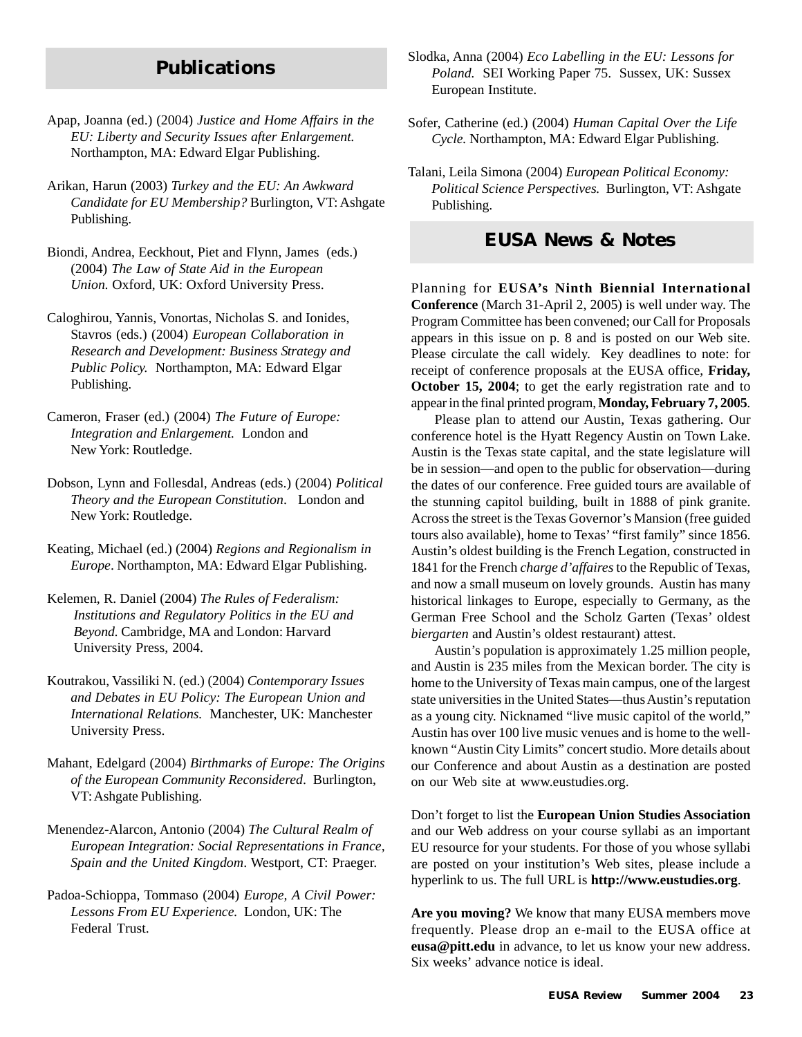## Publications

Apap, Joanna (ed.) (2004) *Justice and Home Affairs in the EU: Liberty and Security Issues after Enlargement.* Northampton, MA: Edward Elgar Publishing.

Arikan, Harun (2003) *Turkey and the EU: An Awkward Candidate for EU Membership?* Burlington, VT: Ashgate Publishing.

Biondi, Andrea, Eeckhout, Piet and Flynn, James (eds.) (2004) *The Law of State Aid in the European Union.* Oxford, UK: Oxford University Press.

Caloghirou, Yannis, Vonortas, Nicholas S. and Ionides, Stavros (eds.) (2004) *European Collaboration in Research and Development: Business Strategy and Public Policy.* Northampton, MA: Edward Elgar Publishing.

Cameron, Fraser (ed.) (2004) *The Future of Europe: Integration and Enlargement.* London and New York: Routledge.

Dobson, Lynn and Follesdal, Andreas (eds.) (2004) *Political Theory and the European Constitution*. London and New York: Routledge.

Keating, Michael (ed.) (2004) *Regions and Regionalism in Europe*. Northampton, MA: Edward Elgar Publishing.

Kelemen, R. Daniel (2004) *The Rules of Federalism: Institutions and Regulatory Politics in the EU and Beyond.* Cambridge, MA and London: Harvard University Press, 2004.

Koutrakou, Vassiliki N. (ed.) (2004) *Contemporary Issues and Debates in EU Policy: The European Union and International Relations.* Manchester, UK: Manchester University Press.

Mahant, Edelgard (2004) *Birthmarks of Europe: The Origins of the European Community Reconsidered*. Burlington, VT: Ashgate Publishing.

Menendez-Alarcon, Antonio (2004) *The Cultural Realm of European Integration: Social Representations in France, Spain and the United Kingdom*. Westport, CT: Praeger.

Padoa-Schioppa, Tommaso (2004) *Europe, A Civil Power: Lessons From EU Experience.* London, UK: The Federal Trust.

Slodka, Anna (2004) *Eco Labelling in the EU: Lessons for Poland.* SEI Working Paper 75. Sussex, UK: Sussex European Institute.

Sofer, Catherine (ed.) (2004) *Human Capital Over the Life Cycle.* Northampton, MA: Edward Elgar Publishing.

Talani, Leila Simona (2004) *European Political Economy: Political Science Perspectives.* Burlington, VT: Ashgate Publishing.

## EUSA News & Notes

Planning for **EUSA's Ninth Biennial International Conference** (March 31-April 2, 2005) is well under way. The Program Committee has been convened; our Call for Proposals appears in this issue on p. 8 and is posted on our Web site. Please circulate the call widely. Key deadlines to note: for receipt of conference proposals at the EUSA office, **Friday, October 15, 2004**; to get the early registration rate and to appear in the final printed program, **Monday, February 7, 2005**.

Please plan to attend our Austin, Texas gathering. Our conference hotel is the Hyatt Regency Austin on Town Lake. Austin is the Texas state capital, and the state legislature will be in session—and open to the public for observation—during the dates of our conference. Free guided tours are available of the stunning capitol building, built in 1888 of pink granite. Across the street is the Texas Governor's Mansion (free guided tours also available), home to Texas' "first family" since 1856. Austin's oldest building is the French Legation, constructed in 1841 for the French *charge d'affaires* to the Republic of Texas, and now a small museum on lovely grounds. Austin has many historical linkages to Europe, especially to Germany, as the German Free School and the Scholz Garten (Texas' oldest *biergarten* and Austin's oldest restaurant) attest.

Austin's population is approximately 1.25 million people, and Austin is 235 miles from the Mexican border. The city is home to the University of Texas main campus, one of the largest state universities in the United States—thus Austin's reputation as a young city. Nicknamed "live music capitol of the world," Austin has over 100 live music venues and is home to the well-known "Austin City Limits" concert studio. More details about our Conference and about Austin as a destination are posted on our Web site at www.eustudies.org.

Don't forget to list the **European Union Studies Association** and our Web address on your course syllabi as an important EU resource for your students. For those of you whose syllabi are posted on your institution's Web sites, please include a hyperlink to us. The full URL is **http://www.eustudies.org**.

**Are you moving?** We know that many EUSA members move frequently. Please drop an e-mail to the EUSA office at **eusa@pitt.edu** in advance, to let us know your new address. Six weeks' advance notice is ideal.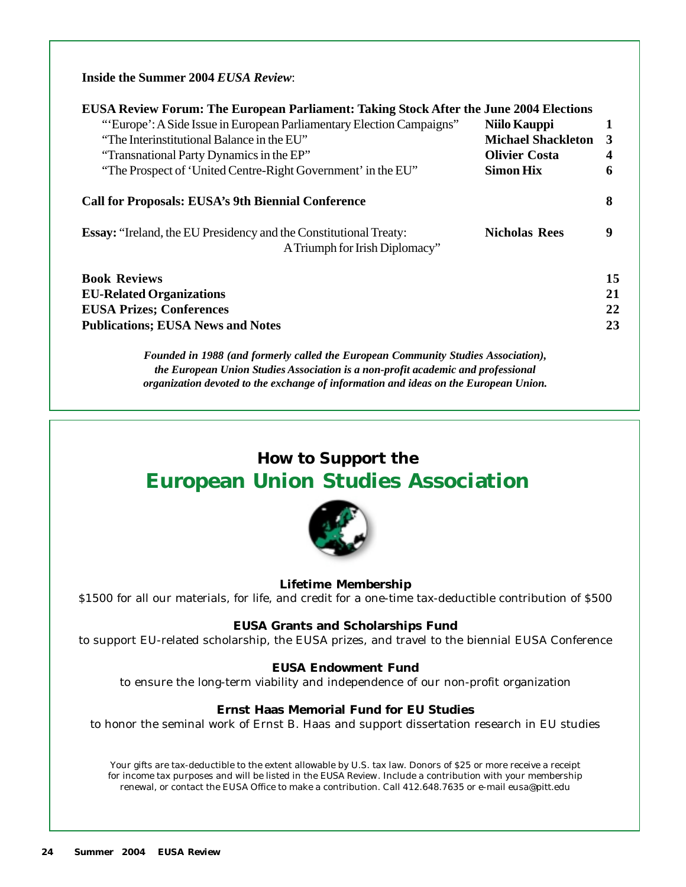**Inside the Summer 2004 *EUSA Review*:**

| | | |
|---|---|---|
| **EUSA Review Forum: The European Parliament: Taking Stock After the June 2004 Elections** | | |
| "'Europe': A Side Issue in European Parliamentary Election Campaigns" | **Niilo Kauppi** | **1** |
| "The Interinstitutional Balance in the EU" | **Michael Shackleton** | **3** |
| "Transnational Party Dynamics in the EP" | **Olivier Costa** | **4** |
| "The Prospect of 'United Centre-Right Government' in the EU" | **Simon Hix** | **6** |
| **Call for Proposals: EUSA's 9th Biennial Conference** | | **8** |
| **Essay:** "Ireland, the EU Presidency and the Constitutional Treaty: A Triumph for Irish Diplomacy" | **Nicholas Rees** | **9** |
| **Book Reviews** | | **15** |
| **EU-Related Organizations** | | **21** |
| **EUSA Prizes; Conferences** | | **22** |
| **Publications; EUSA News and Notes** | | **23** |

***Founded in 1988 (and formerly called the European Community Studies Association), the European Union Studies Association is a non-profit academic and professional organization devoted to the exchange of information and ideas on the European Union.***

## How to Support the
# European Union Studies Association

**Lifetime Membership**
$1500 for all our materials, for life, and credit for a one-time tax-deductible contribution of $500

**EUSA Grants and Scholarships Fund**
to support EU-related scholarship, the EUSA prizes, and travel to the biennial EUSA Conference

**EUSA Endowment Fund**
to ensure the long-term viability and independence of our non-profit organization

**Ernst Haas Memorial Fund for EU Studies**
to honor the seminal work of Ernst B. Haas and support dissertation research in EU studies

Your gifts are tax-deductible to the extent allowable by U.S. tax law. Donors of $25 or more receive a receipt for income tax purposes and will be listed in the EUSA Review. Include a contribution with your membership renewal, or contact the EUSA Office to make a contribution. Call 412.648.7635 or e-mail eusa@pitt.edu